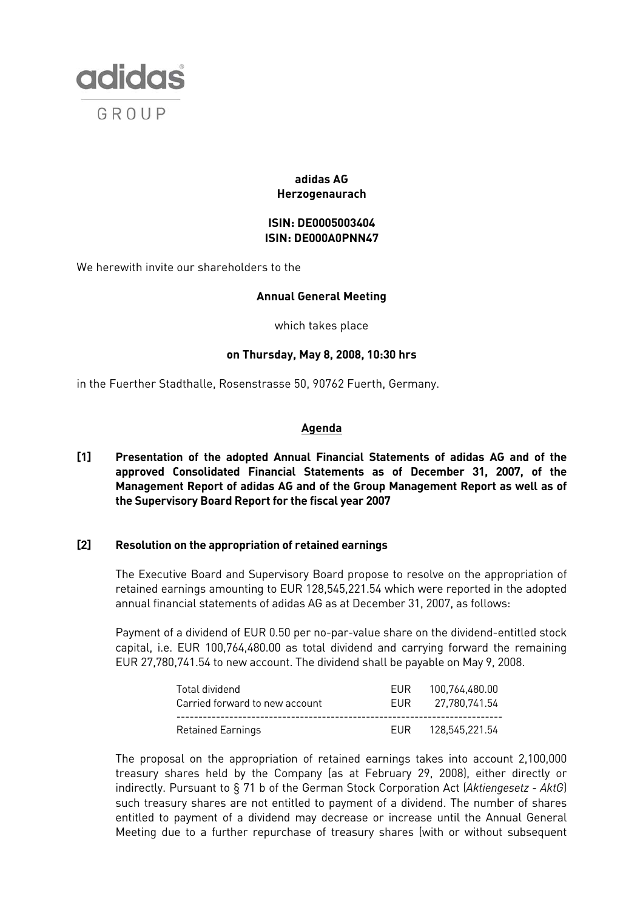adidas GROUP

**adidas AG**
**Herzogenaurach**

**ISIN: DE0005003404**
**ISIN: DE000A0PNN47**

We herewith invite our shareholders to the

**Annual General Meeting**

which takes place

**on Thursday, May 8, 2008, 10:30 hrs**

in the Fuerther Stadthalle, Rosenstrasse 50, 90762 Fuerth, Germany.

## Agenda

**[1] Presentation of the adopted Annual Financial Statements of adidas AG and of the approved Consolidated Financial Statements as of December 31, 2007, of the Management Report of adidas AG and of the Group Management Report as well as of the Supervisory Board Report for the fiscal year 2007**

**[2] Resolution on the appropriation of retained earnings**

The Executive Board and Supervisory Board propose to resolve on the appropriation of retained earnings amounting to EUR 128,545,221.54 which were reported in the adopted annual financial statements of adidas AG as at December 31, 2007, as follows:

Payment of a dividend of EUR 0.50 per no-par-value share on the dividend-entitled stock capital, i.e. EUR 100,764,480.00 as total dividend and carrying forward the remaining EUR 27,780,741.54 to new account. The dividend shall be payable on May 9, 2008.

| | | |
|---|---|---|
| Total dividend | EUR | 100,764,480.00 |
| Carried forward to new account | EUR | 27,780,741.54 |
| Retained Earnings | EUR | 128,545,221.54 |

The proposal on the appropriation of retained earnings takes into account 2,100,000 treasury shares held by the Company (as at February 29, 2008), either directly or indirectly. Pursuant to § 71 b of the German Stock Corporation Act (*Aktiengesetz - AktG*) such treasury shares are not entitled to payment of a dividend. The number of shares entitled to payment of a dividend may decrease or increase until the Annual General Meeting due to a further repurchase of treasury shares (with or without subsequent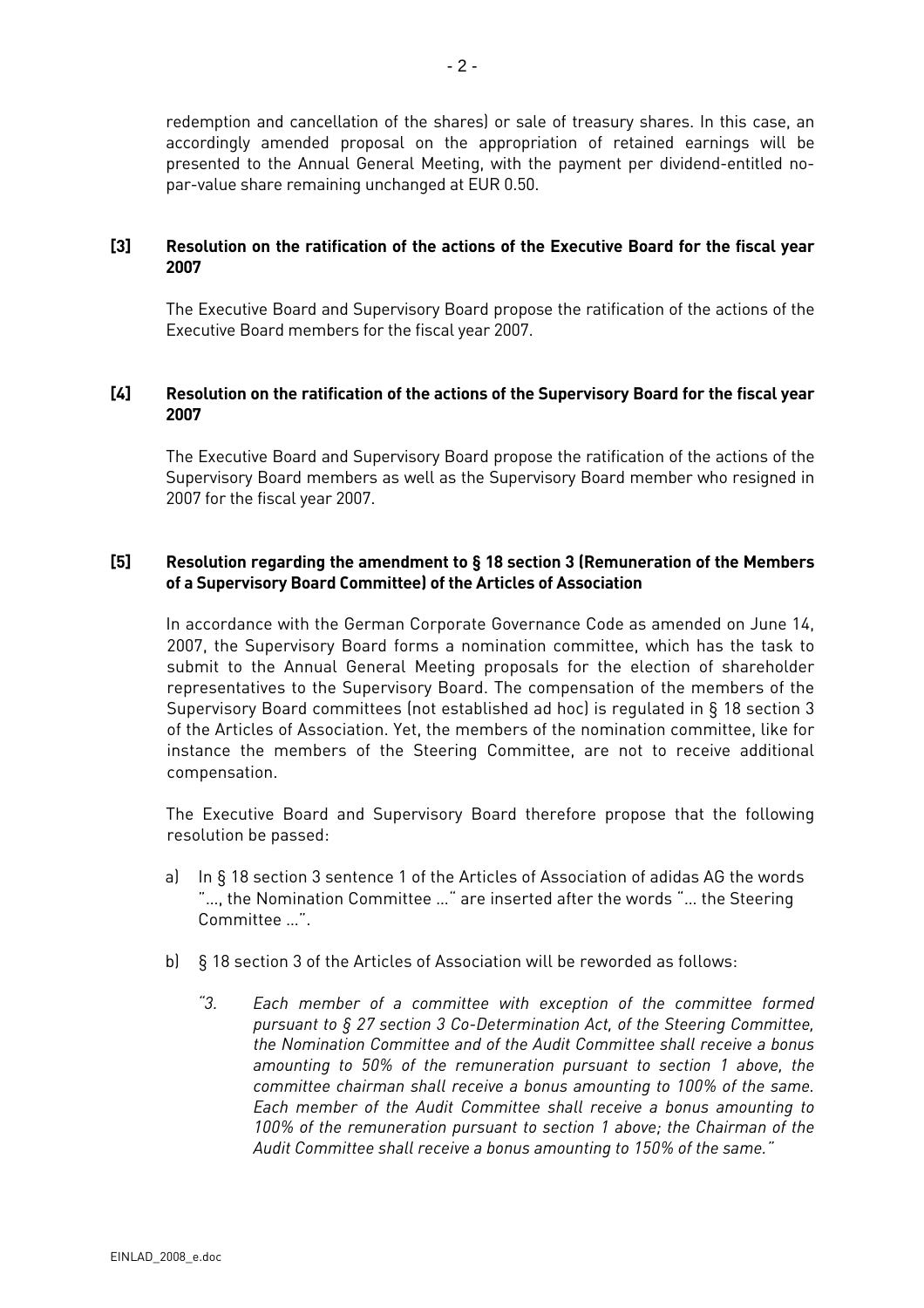redemption and cancellation of the shares) or sale of treasury shares. In this case, an accordingly amended proposal on the appropriation of retained earnings will be presented to the Annual General Meeting, with the payment per dividend-entitled no-par-value share remaining unchanged at EUR 0.50.

### [3] Resolution on the ratification of the actions of the Executive Board for the fiscal year 2007

The Executive Board and Supervisory Board propose the ratification of the actions of the Executive Board members for the fiscal year 2007.

### [4] Resolution on the ratification of the actions of the Supervisory Board for the fiscal year 2007

The Executive Board and Supervisory Board propose the ratification of the actions of the Supervisory Board members as well as the Supervisory Board member who resigned in 2007 for the fiscal year 2007.

### [5] Resolution regarding the amendment to § 18 section 3 (Remuneration of the Members of a Supervisory Board Committee) of the Articles of Association

In accordance with the German Corporate Governance Code as amended on June 14, 2007, the Supervisory Board forms a nomination committee, which has the task to submit to the Annual General Meeting proposals for the election of shareholder representatives to the Supervisory Board. The compensation of the members of the Supervisory Board committees (not established ad hoc) is regulated in § 18 section 3 of the Articles of Association. Yet, the members of the nomination committee, like for instance the members of the Steering Committee, are not to receive additional compensation.

The Executive Board and Supervisory Board therefore propose that the following resolution be passed:

a) In § 18 section 3 sentence 1 of the Articles of Association of adidas AG the words "..., the Nomination Committee ..." are inserted after the words "... the Steering Committee ...".

b) § 18 section 3 of the Articles of Association will be reworded as follows:

*"3. Each member of a committee with exception of the committee formed pursuant to § 27 section 3 Co-Determination Act, of the Steering Committee, the Nomination Committee and of the Audit Committee shall receive a bonus amounting to 50% of the remuneration pursuant to section 1 above, the committee chairman shall receive a bonus amounting to 100% of the same. Each member of the Audit Committee shall receive a bonus amounting to 100% of the remuneration pursuant to section 1 above; the Chairman of the Audit Committee shall receive a bonus amounting to 150% of the same."*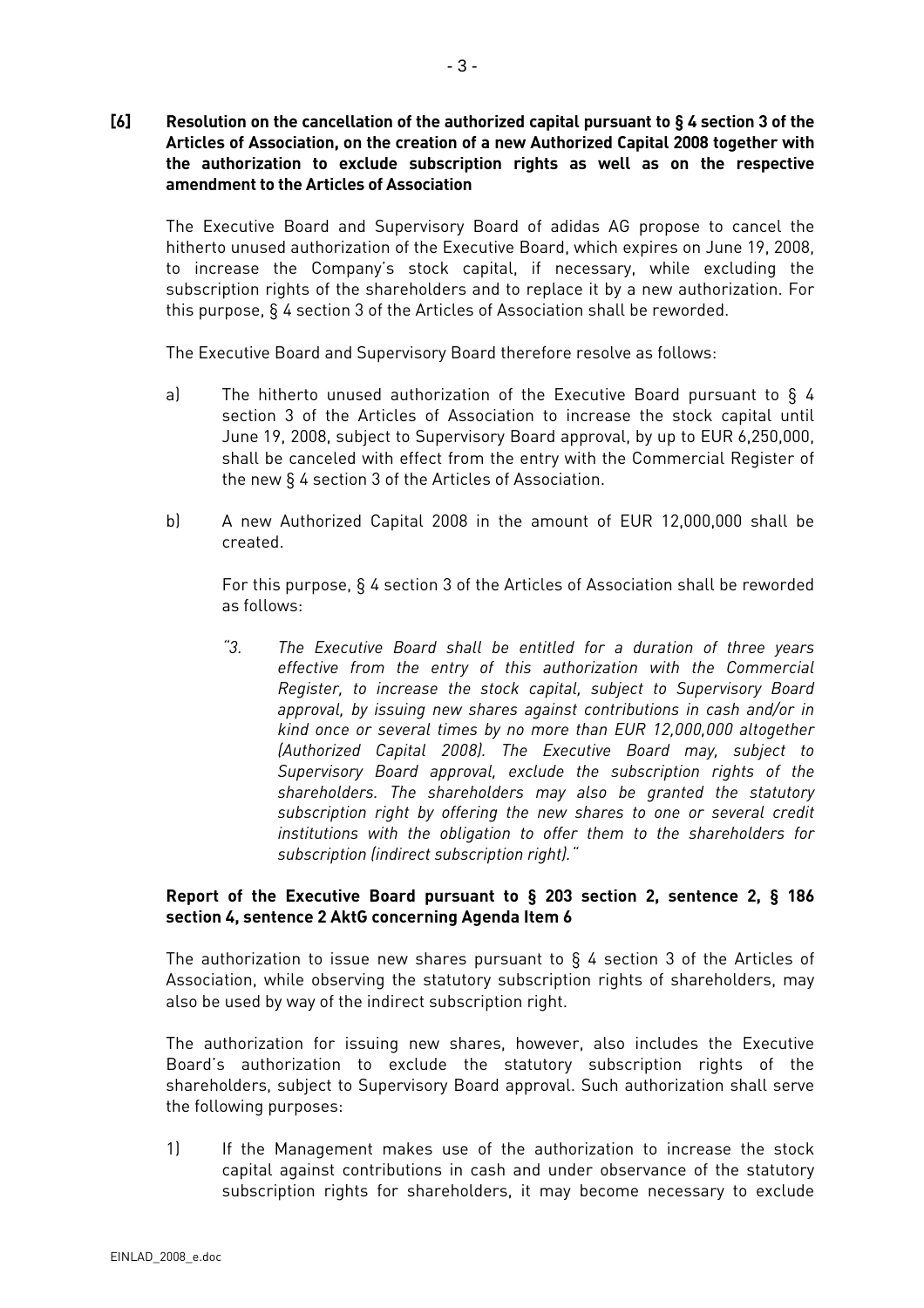**[6] Resolution on the cancellation of the authorized capital pursuant to § 4 section 3 of the Articles of Association, on the creation of a new Authorized Capital 2008 together with the authorization to exclude subscription rights as well as on the respective amendment to the Articles of Association**

The Executive Board and Supervisory Board of adidas AG propose to cancel the hitherto unused authorization of the Executive Board, which expires on June 19, 2008, to increase the Company's stock capital, if necessary, while excluding the subscription rights of the shareholders and to replace it by a new authorization. For this purpose, § 4 section 3 of the Articles of Association shall be reworded.

The Executive Board and Supervisory Board therefore resolve as follows:

a) The hitherto unused authorization of the Executive Board pursuant to § 4 section 3 of the Articles of Association to increase the stock capital until June 19, 2008, subject to Supervisory Board approval, by up to EUR 6,250,000, shall be canceled with effect from the entry with the Commercial Register of the new § 4 section 3 of the Articles of Association.

b) A new Authorized Capital 2008 in the amount of EUR 12,000,000 shall be created.

   For this purpose, § 4 section 3 of the Articles of Association shall be reworded as follows:

   *"3. The Executive Board shall be entitled for a duration of three years effective from the entry of this authorization with the Commercial Register, to increase the stock capital, subject to Supervisory Board approval, by issuing new shares against contributions in cash and/or in kind once or several times by no more than EUR 12,000,000 altogether (Authorized Capital 2008). The Executive Board may, subject to Supervisory Board approval, exclude the subscription rights of the shareholders. The shareholders may also be granted the statutory subscription right by offering the new shares to one or several credit institutions with the obligation to offer them to the shareholders for subscription (indirect subscription right)."*

**Report of the Executive Board pursuant to § 203 section 2, sentence 2, § 186 section 4, sentence 2 AktG concerning Agenda Item 6**

The authorization to issue new shares pursuant to § 4 section 3 of the Articles of Association, while observing the statutory subscription rights of shareholders, may also be used by way of the indirect subscription right.

The authorization for issuing new shares, however, also includes the Executive Board's authorization to exclude the statutory subscription rights of the shareholders, subject to Supervisory Board approval. Such authorization shall serve the following purposes:

1) If the Management makes use of the authorization to increase the stock capital against contributions in cash and under observance of the statutory subscription rights for shareholders, it may become necessary to exclude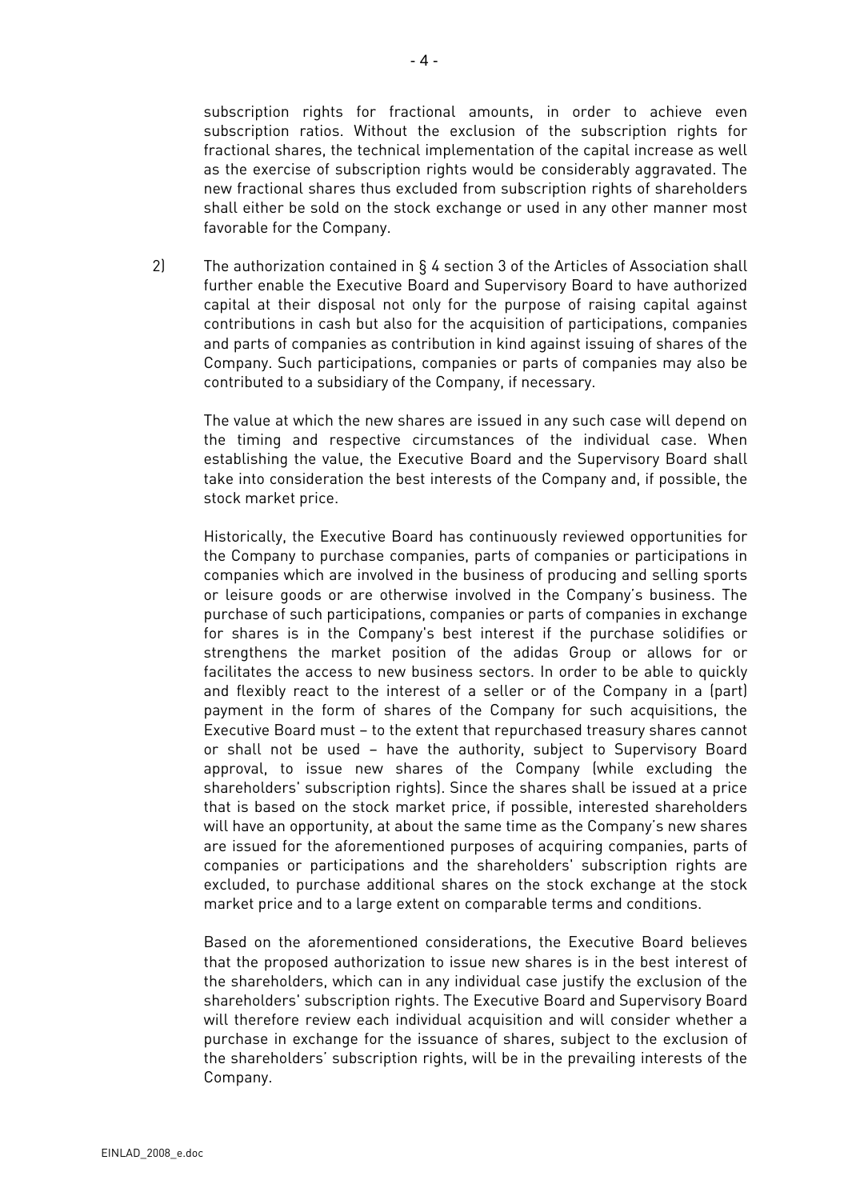subscription rights for fractional amounts, in order to achieve even subscription ratios. Without the exclusion of the subscription rights for fractional shares, the technical implementation of the capital increase as well as the exercise of subscription rights would be considerably aggravated. The new fractional shares thus excluded from subscription rights of shareholders shall either be sold on the stock exchange or used in any other manner most favorable for the Company.

2) The authorization contained in § 4 section 3 of the Articles of Association shall further enable the Executive Board and Supervisory Board to have authorized capital at their disposal not only for the purpose of raising capital against contributions in cash but also for the acquisition of participations, companies and parts of companies as contribution in kind against issuing of shares of the Company. Such participations, companies or parts of companies may also be contributed to a subsidiary of the Company, if necessary.

   The value at which the new shares are issued in any such case will depend on the timing and respective circumstances of the individual case. When establishing the value, the Executive Board and the Supervisory Board shall take into consideration the best interests of the Company and, if possible, the stock market price.

   Historically, the Executive Board has continuously reviewed opportunities for the Company to purchase companies, parts of companies or participations in companies which are involved in the business of producing and selling sports or leisure goods or are otherwise involved in the Company's business. The purchase of such participations, companies or parts of companies in exchange for shares is in the Company's best interest if the purchase solidifies or strengthens the market position of the adidas Group or allows for or facilitates the access to new business sectors. In order to be able to quickly and flexibly react to the interest of a seller or of the Company in a (part) payment in the form of shares of the Company for such acquisitions, the Executive Board must – to the extent that repurchased treasury shares cannot or shall not be used – have the authority, subject to Supervisory Board approval, to issue new shares of the Company (while excluding the shareholders' subscription rights). Since the shares shall be issued at a price that is based on the stock market price, if possible, interested shareholders will have an opportunity, at about the same time as the Company's new shares are issued for the aforementioned purposes of acquiring companies, parts of companies or participations and the shareholders' subscription rights are excluded, to purchase additional shares on the stock exchange at the stock market price and to a large extent on comparable terms and conditions.

   Based on the aforementioned considerations, the Executive Board believes that the proposed authorization to issue new shares is in the best interest of the shareholders, which can in any individual case justify the exclusion of the shareholders' subscription rights. The Executive Board and Supervisory Board will therefore review each individual acquisition and will consider whether a purchase in exchange for the issuance of shares, subject to the exclusion of the shareholders' subscription rights, will be in the prevailing interests of the Company.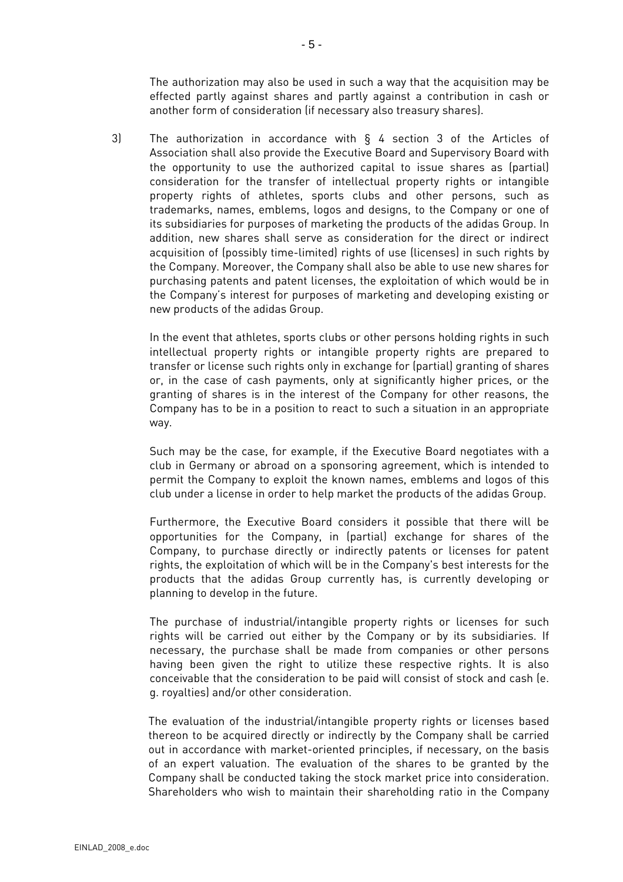The authorization may also be used in such a way that the acquisition may be effected partly against shares and partly against a contribution in cash or another form of consideration (if necessary also treasury shares).

3) The authorization in accordance with § 4 section 3 of the Articles of Association shall also provide the Executive Board and Supervisory Board with the opportunity to use the authorized capital to issue shares as (partial) consideration for the transfer of intellectual property rights or intangible property rights of athletes, sports clubs and other persons, such as trademarks, names, emblems, logos and designs, to the Company or one of its subsidiaries for purposes of marketing the products of the adidas Group. In addition, new shares shall serve as consideration for the direct or indirect acquisition of (possibly time-limited) rights of use (licenses) in such rights by the Company. Moreover, the Company shall also be able to use new shares for purchasing patents and patent licenses, the exploitation of which would be in the Company's interest for purposes of marketing and developing existing or new products of the adidas Group.

   In the event that athletes, sports clubs or other persons holding rights in such intellectual property rights or intangible property rights are prepared to transfer or license such rights only in exchange for (partial) granting of shares or, in the case of cash payments, only at significantly higher prices, or the granting of shares is in the interest of the Company for other reasons, the Company has to be in a position to react to such a situation in an appropriate way.

   Such may be the case, for example, if the Executive Board negotiates with a club in Germany or abroad on a sponsoring agreement, which is intended to permit the Company to exploit the known names, emblems and logos of this club under a license in order to help market the products of the adidas Group.

   Furthermore, the Executive Board considers it possible that there will be opportunities for the Company, in (partial) exchange for shares of the Company, to purchase directly or indirectly patents or licenses for patent rights, the exploitation of which will be in the Company's best interests for the products that the adidas Group currently has, is currently developing or planning to develop in the future.

   The purchase of industrial/intangible property rights or licenses for such rights will be carried out either by the Company or by its subsidiaries. If necessary, the purchase shall be made from companies or other persons having been given the right to utilize these respective rights. It is also conceivable that the consideration to be paid will consist of stock and cash (e. g. royalties) and/or other consideration.

   The evaluation of the industrial/intangible property rights or licenses based thereon to be acquired directly or indirectly by the Company shall be carried out in accordance with market-oriented principles, if necessary, on the basis of an expert valuation. The evaluation of the shares to be granted by the Company shall be conducted taking the stock market price into consideration. Shareholders who wish to maintain their shareholding ratio in the Company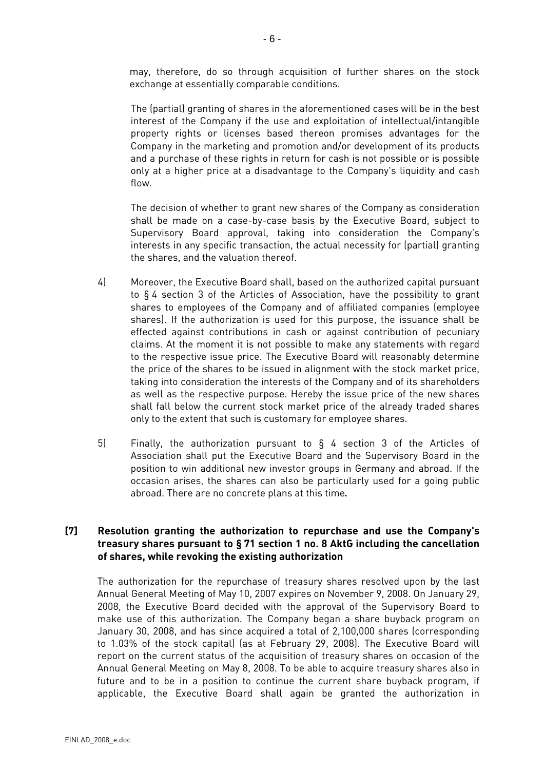may, therefore, do so through acquisition of further shares on the stock exchange at essentially comparable conditions.

The (partial) granting of shares in the aforementioned cases will be in the best interest of the Company if the use and exploitation of intellectual/intangible property rights or licenses based thereon promises advantages for the Company in the marketing and promotion and/or development of its products and a purchase of these rights in return for cash is not possible or is possible only at a higher price at a disadvantage to the Company's liquidity and cash flow.

The decision of whether to grant new shares of the Company as consideration shall be made on a case-by-case basis by the Executive Board, subject to Supervisory Board approval, taking into consideration the Company's interests in any specific transaction, the actual necessity for (partial) granting the shares, and the valuation thereof.

4) Moreover, the Executive Board shall, based on the authorized capital pursuant to § 4 section 3 of the Articles of Association, have the possibility to grant shares to employees of the Company and of affiliated companies (employee shares). If the authorization is used for this purpose, the issuance shall be effected against contributions in cash or against contribution of pecuniary claims. At the moment it is not possible to make any statements with regard to the respective issue price. The Executive Board will reasonably determine the price of the shares to be issued in alignment with the stock market price, taking into consideration the interests of the Company and of its shareholders as well as the respective purpose. Hereby the issue price of the new shares shall fall below the current stock market price of the already traded shares only to the extent that such is customary for employee shares.

5) Finally, the authorization pursuant to § 4 section 3 of the Articles of Association shall put the Executive Board and the Supervisory Board in the position to win additional new investor groups in Germany and abroad. If the occasion arises, the shares can also be particularly used for a going public abroad. There are no concrete plans at this time*.*

**[7] Resolution granting the authorization to repurchase and use the Company's treasury shares pursuant to § 71 section 1 no. 8 AktG including the cancellation of shares, while revoking the existing authorization**

The authorization for the repurchase of treasury shares resolved upon by the last Annual General Meeting of May 10, 2007 expires on November 9, 2008. On January 29, 2008, the Executive Board decided with the approval of the Supervisory Board to make use of this authorization. The Company began a share buyback program on January 30, 2008, and has since acquired a total of 2,100,000 shares (corresponding to 1.03% of the stock capital) (as at February 29, 2008). The Executive Board will report on the current status of the acquisition of treasury shares on occasion of the Annual General Meeting on May 8, 2008. To be able to acquire treasury shares also in future and to be in a position to continue the current share buyback program, if applicable, the Executive Board shall again be granted the authorization in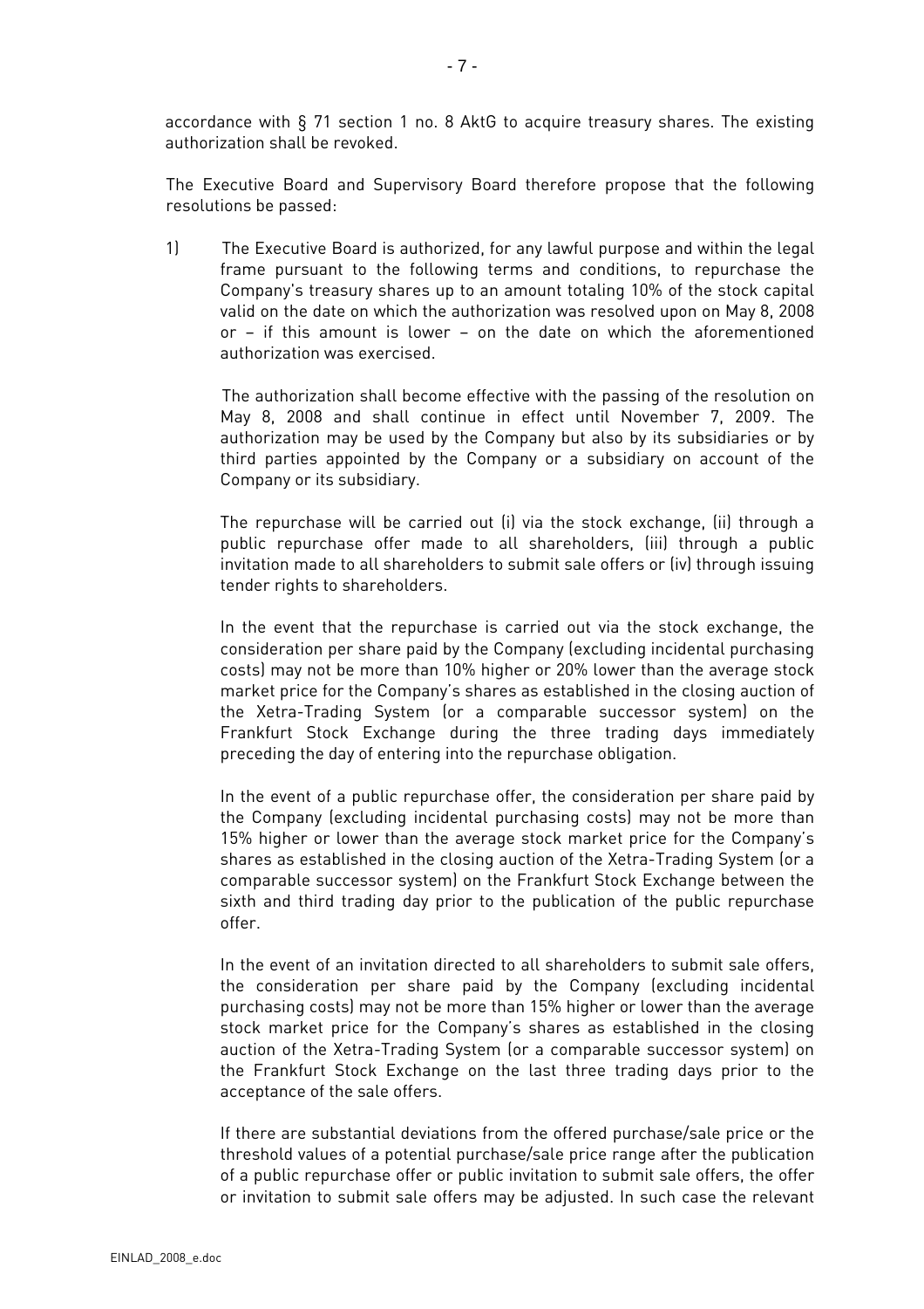accordance with § 71 section 1 no. 8 AktG to acquire treasury shares. The existing authorization shall be revoked.

The Executive Board and Supervisory Board therefore propose that the following resolutions be passed:

1) The Executive Board is authorized, for any lawful purpose and within the legal frame pursuant to the following terms and conditions, to repurchase the Company's treasury shares up to an amount totaling 10% of the stock capital valid on the date on which the authorization was resolved upon on May 8, 2008 or – if this amount is lower – on the date on which the aforementioned authorization was exercised.

   The authorization shall become effective with the passing of the resolution on May 8, 2008 and shall continue in effect until November 7, 2009. The authorization may be used by the Company but also by its subsidiaries or by third parties appointed by the Company or a subsidiary on account of the Company or its subsidiary.

   The repurchase will be carried out (i) via the stock exchange, (ii) through a public repurchase offer made to all shareholders, (iii) through a public invitation made to all shareholders to submit sale offers or (iv) through issuing tender rights to shareholders.

   In the event that the repurchase is carried out via the stock exchange, the consideration per share paid by the Company (excluding incidental purchasing costs) may not be more than 10% higher or 20% lower than the average stock market price for the Company's shares as established in the closing auction of the Xetra-Trading System (or a comparable successor system) on the Frankfurt Stock Exchange during the three trading days immediately preceding the day of entering into the repurchase obligation.

   In the event of a public repurchase offer, the consideration per share paid by the Company (excluding incidental purchasing costs) may not be more than 15% higher or lower than the average stock market price for the Company's shares as established in the closing auction of the Xetra-Trading System (or a comparable successor system) on the Frankfurt Stock Exchange between the sixth and third trading day prior to the publication of the public repurchase offer.

   In the event of an invitation directed to all shareholders to submit sale offers, the consideration per share paid by the Company (excluding incidental purchasing costs) may not be more than 15% higher or lower than the average stock market price for the Company's shares as established in the closing auction of the Xetra-Trading System (or a comparable successor system) on the Frankfurt Stock Exchange on the last three trading days prior to the acceptance of the sale offers.

   If there are substantial deviations from the offered purchase/sale price or the threshold values of a potential purchase/sale price range after the publication of a public repurchase offer or public invitation to submit sale offers, the offer or invitation to submit sale offers may be adjusted. In such case the relevant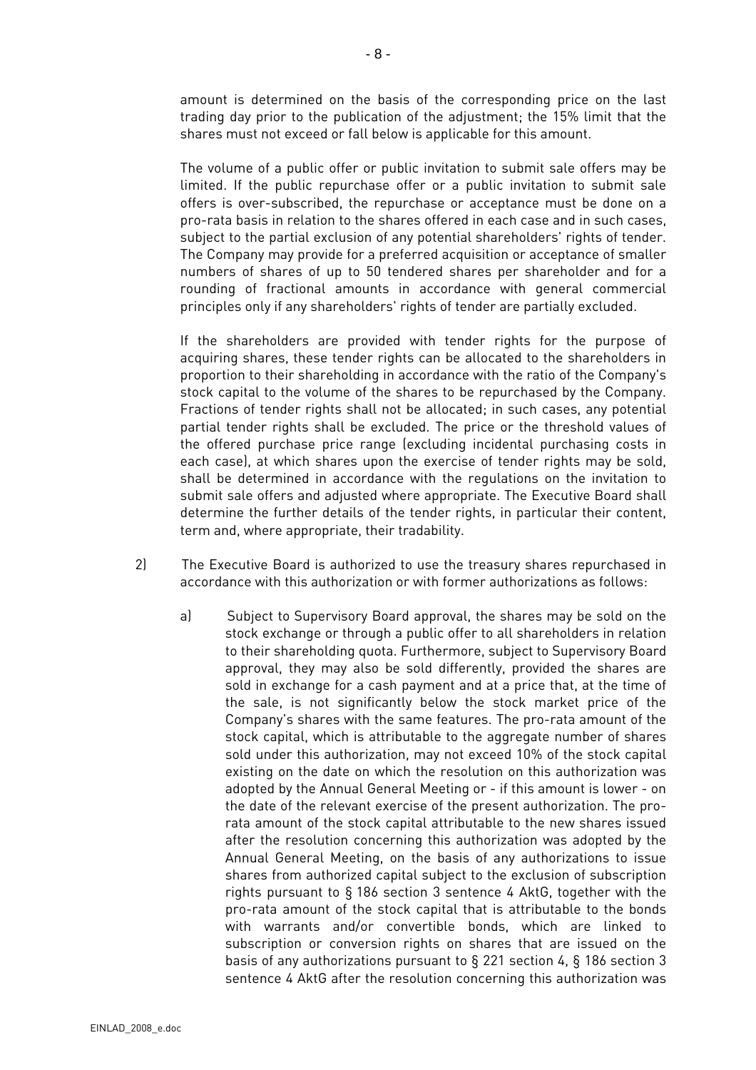amount is determined on the basis of the corresponding price on the last trading day prior to the publication of the adjustment; the 15% limit that the shares must not exceed or fall below is applicable for this amount.

The volume of a public offer or public invitation to submit sale offers may be limited. If the public repurchase offer or a public invitation to submit sale offers is over-subscribed, the repurchase or acceptance must be done on a pro-rata basis in relation to the shares offered in each case and in such cases, subject to the partial exclusion of any potential shareholders' rights of tender. The Company may provide for a preferred acquisition or acceptance of smaller numbers of shares of up to 50 tendered shares per shareholder and for a rounding of fractional amounts in accordance with general commercial principles only if any shareholders' rights of tender are partially excluded.

If the shareholders are provided with tender rights for the purpose of acquiring shares, these tender rights can be allocated to the shareholders in proportion to their shareholding in accordance with the ratio of the Company's stock capital to the volume of the shares to be repurchased by the Company. Fractions of tender rights shall not be allocated; in such cases, any potential partial tender rights shall be excluded. The price or the threshold values of the offered purchase price range (excluding incidental purchasing costs in each case), at which shares upon the exercise of tender rights may be sold, shall be determined in accordance with the regulations on the invitation to submit sale offers and adjusted where appropriate. The Executive Board shall determine the further details of the tender rights, in particular their content, term and, where appropriate, their tradability.

2) The Executive Board is authorized to use the treasury shares repurchased in accordance with this authorization or with former authorizations as follows:

   a) Subject to Supervisory Board approval, the shares may be sold on the stock exchange or through a public offer to all shareholders in relation to their shareholding quota. Furthermore, subject to Supervisory Board approval, they may also be sold differently, provided the shares are sold in exchange for a cash payment and at a price that, at the time of the sale, is not significantly below the stock market price of the Company's shares with the same features. The pro-rata amount of the stock capital, which is attributable to the aggregate number of shares sold under this authorization, may not exceed 10% of the stock capital existing on the date on which the resolution on this authorization was adopted by the Annual General Meeting or - if this amount is lower - on the date of the relevant exercise of the present authorization. The pro-rata amount of the stock capital attributable to the new shares issued after the resolution concerning this authorization was adopted by the Annual General Meeting, on the basis of any authorizations to issue shares from authorized capital subject to the exclusion of subscription rights pursuant to § 186 section 3 sentence 4 AktG, together with the pro-rata amount of the stock capital that is attributable to the bonds with warrants and/or convertible bonds, which are linked to subscription or conversion rights on shares that are issued on the basis of any authorizations pursuant to § 221 section 4, § 186 section 3 sentence 4 AktG after the resolution concerning this authorization was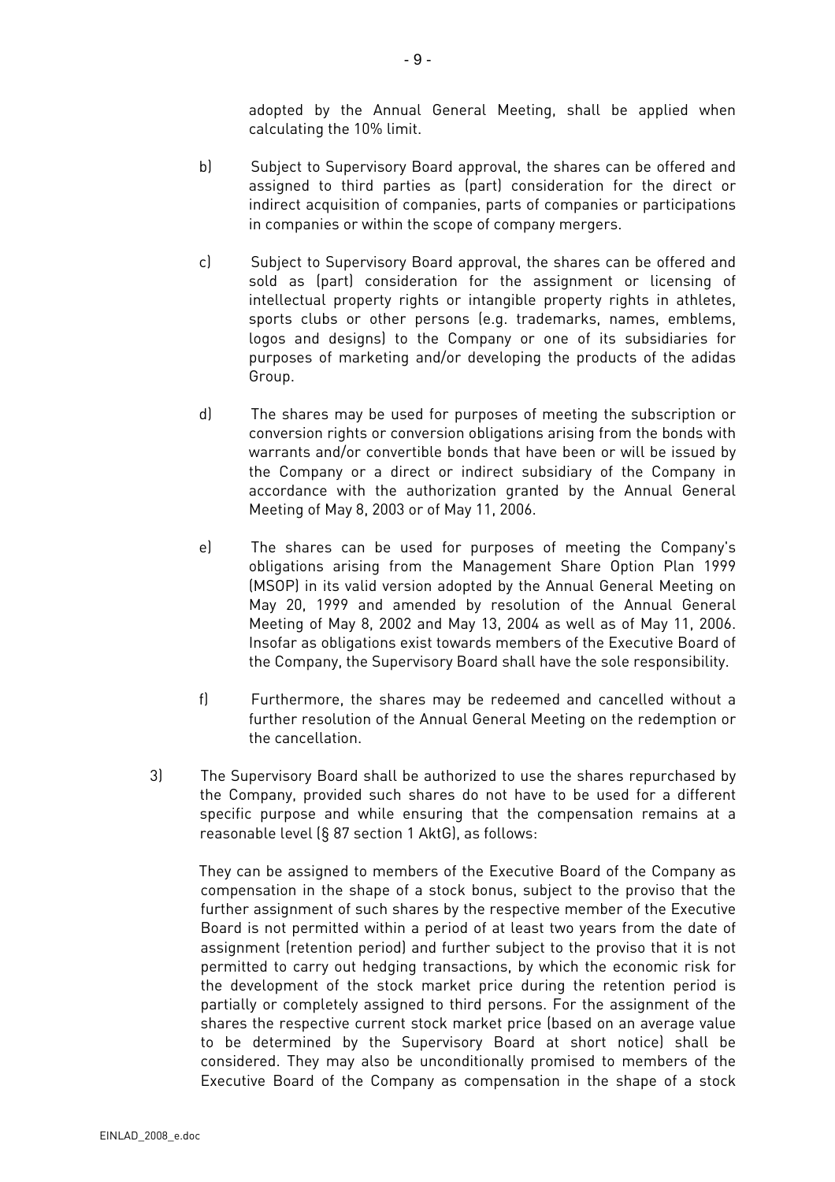adopted by the Annual General Meeting, shall be applied when calculating the 10% limit.

b) Subject to Supervisory Board approval, the shares can be offered and assigned to third parties as (part) consideration for the direct or indirect acquisition of companies, parts of companies or participations in companies or within the scope of company mergers.

c) Subject to Supervisory Board approval, the shares can be offered and sold as (part) consideration for the assignment or licensing of intellectual property rights or intangible property rights in athletes, sports clubs or other persons (e.g. trademarks, names, emblems, logos and designs) to the Company or one of its subsidiaries for purposes of marketing and/or developing the products of the adidas Group.

d) The shares may be used for purposes of meeting the subscription or conversion rights or conversion obligations arising from the bonds with warrants and/or convertible bonds that have been or will be issued by the Company or a direct or indirect subsidiary of the Company in accordance with the authorization granted by the Annual General Meeting of May 8, 2003 or of May 11, 2006.

e) The shares can be used for purposes of meeting the Company's obligations arising from the Management Share Option Plan 1999 (MSOP) in its valid version adopted by the Annual General Meeting on May 20, 1999 and amended by resolution of the Annual General Meeting of May 8, 2002 and May 13, 2004 as well as of May 11, 2006. Insofar as obligations exist towards members of the Executive Board of the Company, the Supervisory Board shall have the sole responsibility.

f) Furthermore, the shares may be redeemed and cancelled without a further resolution of the Annual General Meeting on the redemption or the cancellation.

3) The Supervisory Board shall be authorized to use the shares repurchased by the Company, provided such shares do not have to be used for a different specific purpose and while ensuring that the compensation remains at a reasonable level (§ 87 section 1 AktG), as follows:

They can be assigned to members of the Executive Board of the Company as compensation in the shape of a stock bonus, subject to the proviso that the further assignment of such shares by the respective member of the Executive Board is not permitted within a period of at least two years from the date of assignment (retention period) and further subject to the proviso that it is not permitted to carry out hedging transactions, by which the economic risk for the development of the stock market price during the retention period is partially or completely assigned to third persons. For the assignment of the shares the respective current stock market price (based on an average value to be determined by the Supervisory Board at short notice) shall be considered. They may also be unconditionally promised to members of the Executive Board of the Company as compensation in the shape of a stock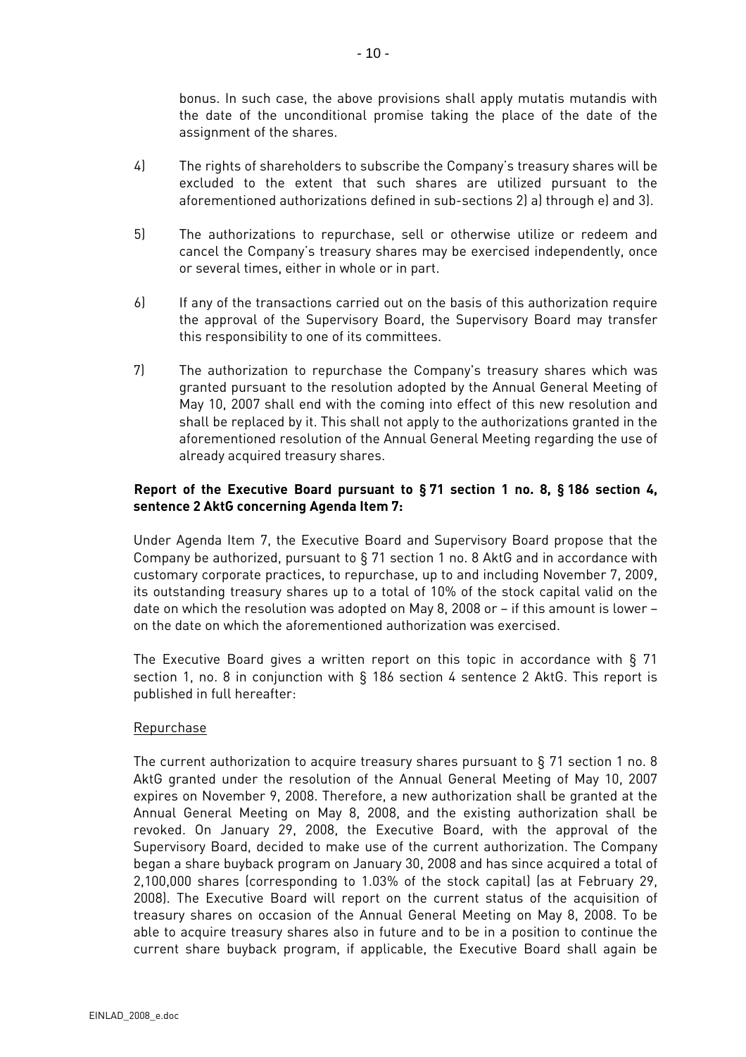bonus. In such case, the above provisions shall apply mutatis mutandis with the date of the unconditional promise taking the place of the date of the assignment of the shares.

4) The rights of shareholders to subscribe the Company's treasury shares will be excluded to the extent that such shares are utilized pursuant to the aforementioned authorizations defined in sub-sections 2) a) through e) and 3).

5) The authorizations to repurchase, sell or otherwise utilize or redeem and cancel the Company's treasury shares may be exercised independently, once or several times, either in whole or in part.

6) If any of the transactions carried out on the basis of this authorization require the approval of the Supervisory Board, the Supervisory Board may transfer this responsibility to one of its committees.

7) The authorization to repurchase the Company's treasury shares which was granted pursuant to the resolution adopted by the Annual General Meeting of May 10, 2007 shall end with the coming into effect of this new resolution and shall be replaced by it. This shall not apply to the authorizations granted in the aforementioned resolution of the Annual General Meeting regarding the use of already acquired treasury shares.

**Report of the Executive Board pursuant to § 71 section 1 no. 8, § 186 section 4, sentence 2 AktG concerning Agenda Item 7:**

Under Agenda Item 7, the Executive Board and Supervisory Board propose that the Company be authorized, pursuant to § 71 section 1 no. 8 AktG and in accordance with customary corporate practices, to repurchase, up to and including November 7, 2009, its outstanding treasury shares up to a total of 10% of the stock capital valid on the date on which the resolution was adopted on May 8, 2008 or – if this amount is lower – on the date on which the aforementioned authorization was exercised.

The Executive Board gives a written report on this topic in accordance with § 71 section 1, no. 8 in conjunction with § 186 section 4 sentence 2 AktG. This report is published in full hereafter:

Repurchase

The current authorization to acquire treasury shares pursuant to § 71 section 1 no. 8 AktG granted under the resolution of the Annual General Meeting of May 10, 2007 expires on November 9, 2008. Therefore, a new authorization shall be granted at the Annual General Meeting on May 8, 2008, and the existing authorization shall be revoked. On January 29, 2008, the Executive Board, with the approval of the Supervisory Board, decided to make use of the current authorization. The Company began a share buyback program on January 30, 2008 and has since acquired a total of 2,100,000 shares (corresponding to 1.03% of the stock capital) (as at February 29, 2008). The Executive Board will report on the current status of the acquisition of treasury shares on occasion of the Annual General Meeting on May 8, 2008. To be able to acquire treasury shares also in future and to be in a position to continue the current share buyback program, if applicable, the Executive Board shall again be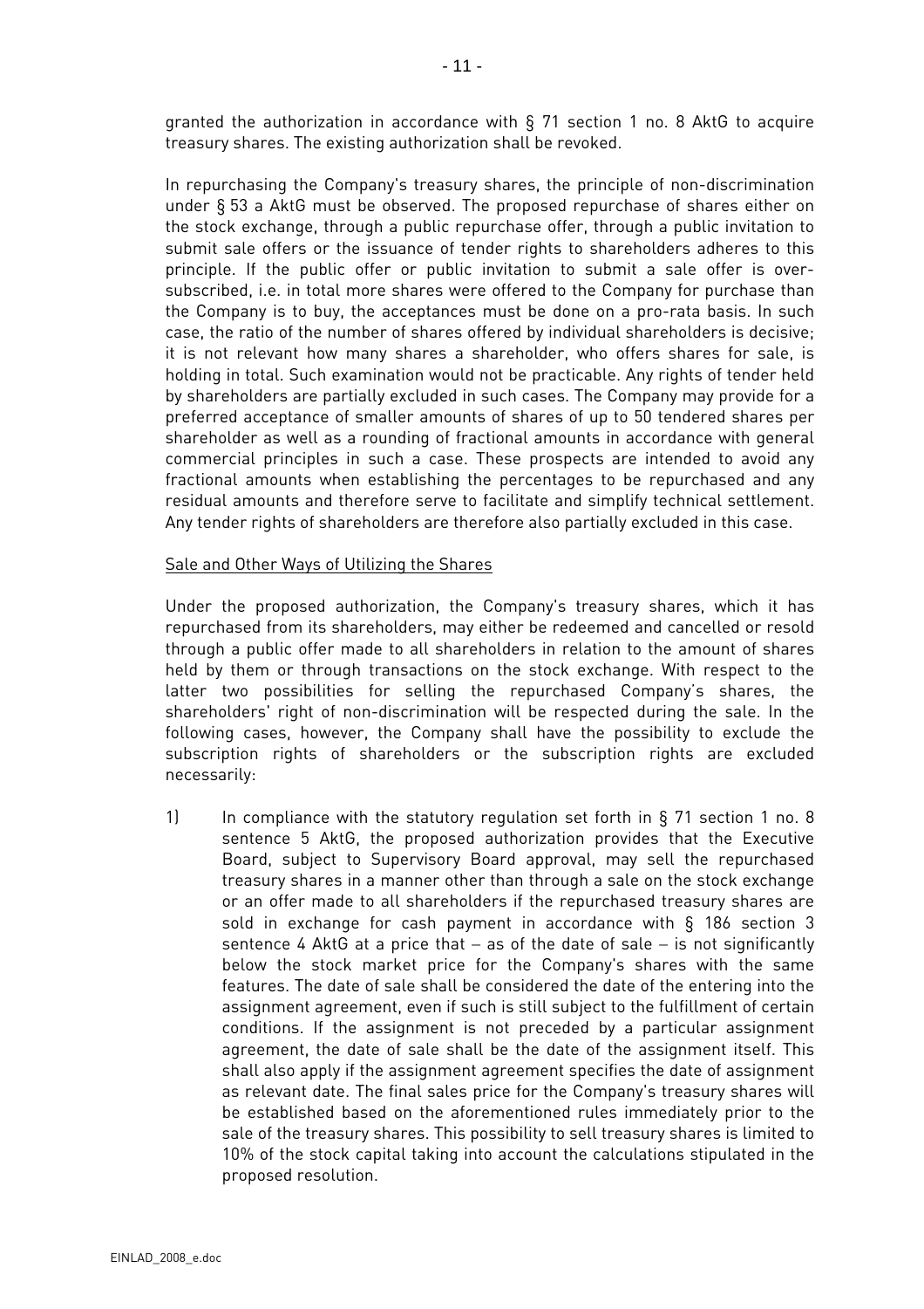granted the authorization in accordance with § 71 section 1 no. 8 AktG to acquire treasury shares. The existing authorization shall be revoked.

In repurchasing the Company's treasury shares, the principle of non-discrimination under § 53 a AktG must be observed. The proposed repurchase of shares either on the stock exchange, through a public repurchase offer, through a public invitation to submit sale offers or the issuance of tender rights to shareholders adheres to this principle. If the public offer or public invitation to submit a sale offer is over-subscribed, i.e. in total more shares were offered to the Company for purchase than the Company is to buy, the acceptances must be done on a pro-rata basis. In such case, the ratio of the number of shares offered by individual shareholders is decisive; it is not relevant how many shares a shareholder, who offers shares for sale, is holding in total. Such examination would not be practicable. Any rights of tender held by shareholders are partially excluded in such cases. The Company may provide for a preferred acceptance of smaller amounts of shares of up to 50 tendered shares per shareholder as well as a rounding of fractional amounts in accordance with general commercial principles in such a case. These prospects are intended to avoid any fractional amounts when establishing the percentages to be repurchased and any residual amounts and therefore serve to facilitate and simplify technical settlement. Any tender rights of shareholders are therefore also partially excluded in this case.

<u>Sale and Other Ways of Utilizing the Shares</u>

Under the proposed authorization, the Company's treasury shares, which it has repurchased from its shareholders, may either be redeemed and cancelled or resold through a public offer made to all shareholders in relation to the amount of shares held by them or through transactions on the stock exchange. With respect to the latter two possibilities for selling the repurchased Company's shares, the shareholders' right of non-discrimination will be respected during the sale. In the following cases, however, the Company shall have the possibility to exclude the subscription rights of shareholders or the subscription rights are excluded necessarily:

1) In compliance with the statutory regulation set forth in § 71 section 1 no. 8 sentence 5 AktG, the proposed authorization provides that the Executive Board, subject to Supervisory Board approval, may sell the repurchased treasury shares in a manner other than through a sale on the stock exchange or an offer made to all shareholders if the repurchased treasury shares are sold in exchange for cash payment in accordance with § 186 section 3 sentence 4 AktG at a price that – as of the date of sale – is not significantly below the stock market price for the Company's shares with the same features. The date of sale shall be considered the date of the entering into the assignment agreement, even if such is still subject to the fulfillment of certain conditions. If the assignment is not preceded by a particular assignment agreement, the date of sale shall be the date of the assignment itself. This shall also apply if the assignment agreement specifies the date of assignment as relevant date. The final sales price for the Company's treasury shares will be established based on the aforementioned rules immediately prior to the sale of the treasury shares. This possibility to sell treasury shares is limited to 10% of the stock capital taking into account the calculations stipulated in the proposed resolution.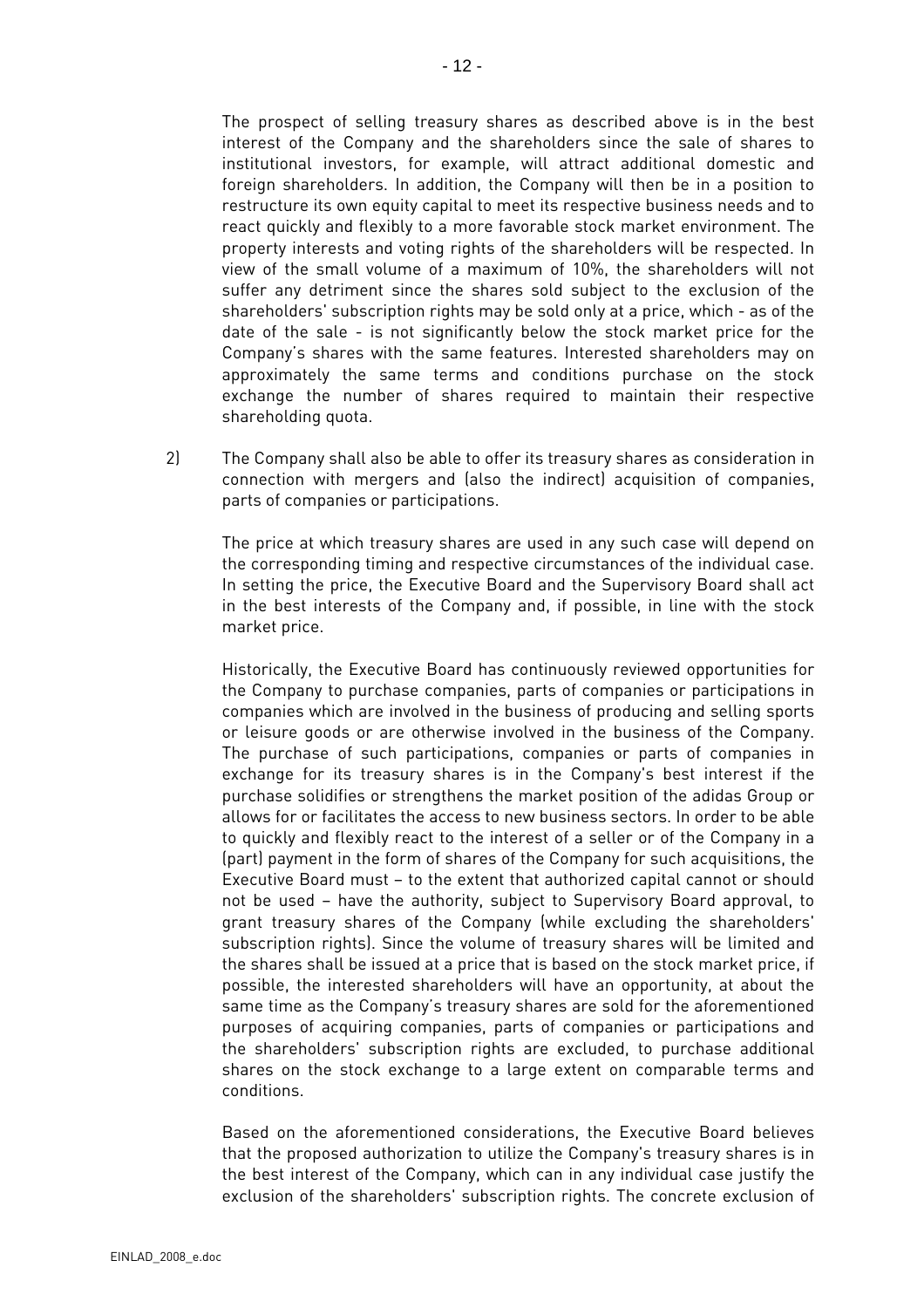The prospect of selling treasury shares as described above is in the best interest of the Company and the shareholders since the sale of shares to institutional investors, for example, will attract additional domestic and foreign shareholders. In addition, the Company will then be in a position to restructure its own equity capital to meet its respective business needs and to react quickly and flexibly to a more favorable stock market environment. The property interests and voting rights of the shareholders will be respected. In view of the small volume of a maximum of 10%, the shareholders will not suffer any detriment since the shares sold subject to the exclusion of the shareholders' subscription rights may be sold only at a price, which - as of the date of the sale - is not significantly below the stock market price for the Company's shares with the same features. Interested shareholders may on approximately the same terms and conditions purchase on the stock exchange the number of shares required to maintain their respective shareholding quota.

2) The Company shall also be able to offer its treasury shares as consideration in connection with mergers and (also the indirect) acquisition of companies, parts of companies or participations.

The price at which treasury shares are used in any such case will depend on the corresponding timing and respective circumstances of the individual case. In setting the price, the Executive Board and the Supervisory Board shall act in the best interests of the Company and, if possible, in line with the stock market price.

Historically, the Executive Board has continuously reviewed opportunities for the Company to purchase companies, parts of companies or participations in companies which are involved in the business of producing and selling sports or leisure goods or are otherwise involved in the business of the Company. The purchase of such participations, companies or parts of companies in exchange for its treasury shares is in the Company's best interest if the purchase solidifies or strengthens the market position of the adidas Group or allows for or facilitates the access to new business sectors. In order to be able to quickly and flexibly react to the interest of a seller or of the Company in a (part) payment in the form of shares of the Company for such acquisitions, the Executive Board must – to the extent that authorized capital cannot or should not be used – have the authority, subject to Supervisory Board approval, to grant treasury shares of the Company (while excluding the shareholders' subscription rights). Since the volume of treasury shares will be limited and the shares shall be issued at a price that is based on the stock market price, if possible, the interested shareholders will have an opportunity, at about the same time as the Company's treasury shares are sold for the aforementioned purposes of acquiring companies, parts of companies or participations and the shareholders' subscription rights are excluded, to purchase additional shares on the stock exchange to a large extent on comparable terms and conditions.

Based on the aforementioned considerations, the Executive Board believes that the proposed authorization to utilize the Company's treasury shares is in the best interest of the Company, which can in any individual case justify the exclusion of the shareholders' subscription rights. The concrete exclusion of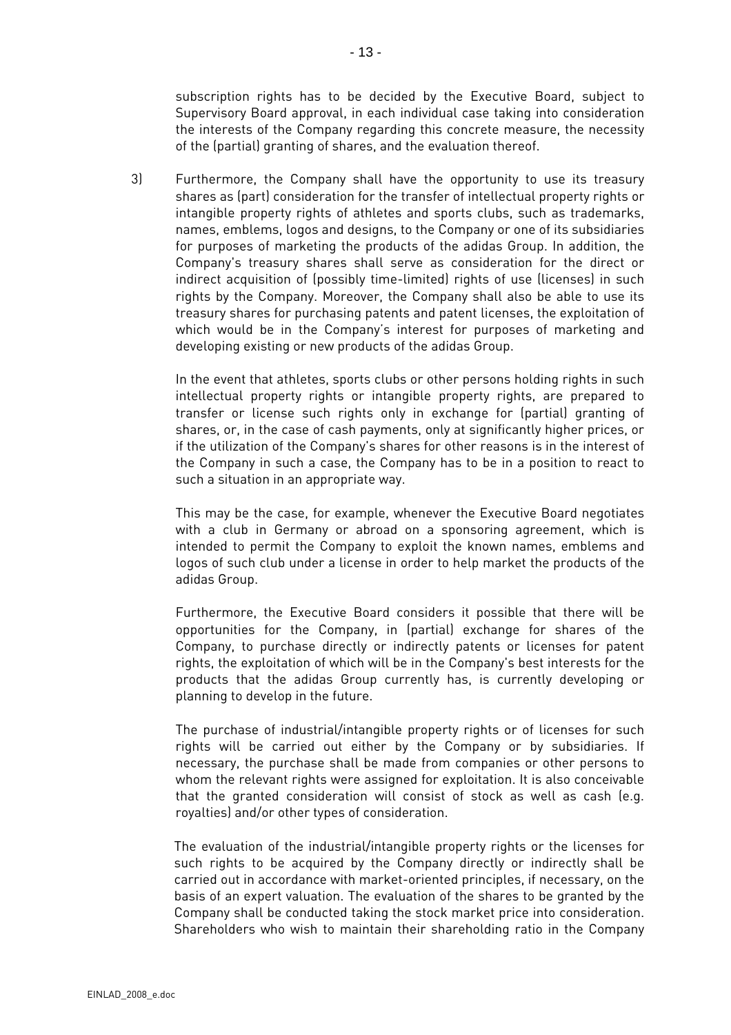subscription rights has to be decided by the Executive Board, subject to Supervisory Board approval, in each individual case taking into consideration the interests of the Company regarding this concrete measure, the necessity of the (partial) granting of shares, and the evaluation thereof.

3) Furthermore, the Company shall have the opportunity to use its treasury shares as (part) consideration for the transfer of intellectual property rights or intangible property rights of athletes and sports clubs, such as trademarks, names, emblems, logos and designs, to the Company or one of its subsidiaries for purposes of marketing the products of the adidas Group. In addition, the Company's treasury shares shall serve as consideration for the direct or indirect acquisition of (possibly time-limited) rights of use (licenses) in such rights by the Company. Moreover, the Company shall also be able to use its treasury shares for purchasing patents and patent licenses, the exploitation of which would be in the Company's interest for purposes of marketing and developing existing or new products of the adidas Group.

   In the event that athletes, sports clubs or other persons holding rights in such intellectual property rights or intangible property rights, are prepared to transfer or license such rights only in exchange for (partial) granting of shares, or, in the case of cash payments, only at significantly higher prices, or if the utilization of the Company's shares for other reasons is in the interest of the Company in such a case, the Company has to be in a position to react to such a situation in an appropriate way.

   This may be the case, for example, whenever the Executive Board negotiates with a club in Germany or abroad on a sponsoring agreement, which is intended to permit the Company to exploit the known names, emblems and logos of such club under a license in order to help market the products of the adidas Group.

   Furthermore, the Executive Board considers it possible that there will be opportunities for the Company, in (partial) exchange for shares of the Company, to purchase directly or indirectly patents or licenses for patent rights, the exploitation of which will be in the Company's best interests for the products that the adidas Group currently has, is currently developing or planning to develop in the future.

   The purchase of industrial/intangible property rights or of licenses for such rights will be carried out either by the Company or by subsidiaries. If necessary, the purchase shall be made from companies or other persons to whom the relevant rights were assigned for exploitation. It is also conceivable that the granted consideration will consist of stock as well as cash (e.g. royalties) and/or other types of consideration.

   The evaluation of the industrial/intangible property rights or the licenses for such rights to be acquired by the Company directly or indirectly shall be carried out in accordance with market-oriented principles, if necessary, on the basis of an expert valuation. The evaluation of the shares to be granted by the Company shall be conducted taking the stock market price into consideration. Shareholders who wish to maintain their shareholding ratio in the Company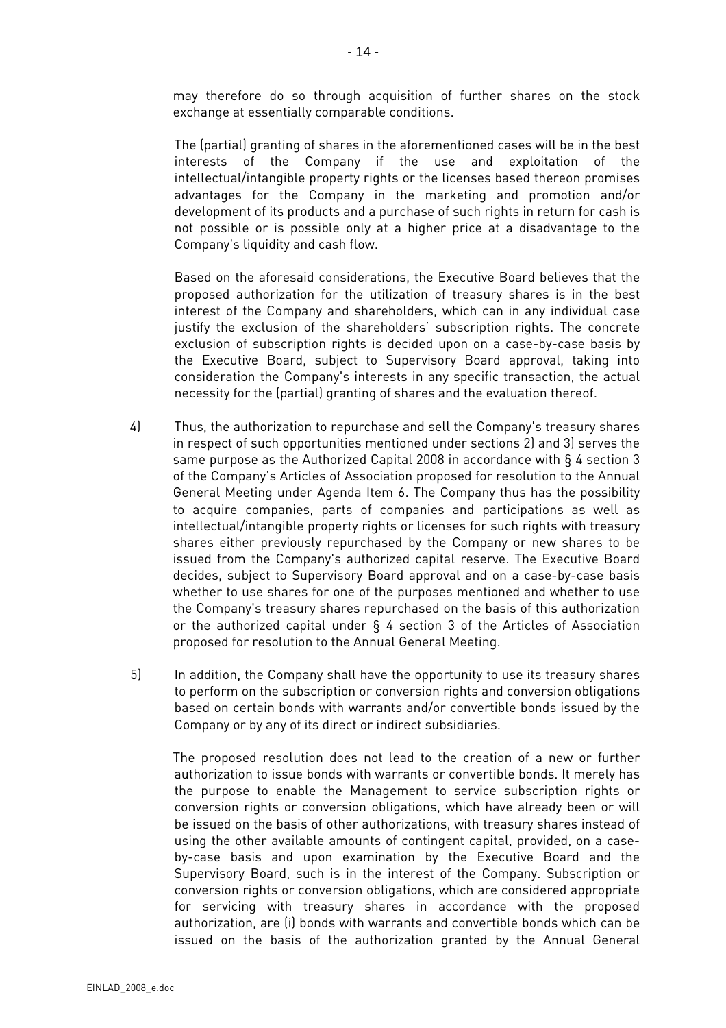may therefore do so through acquisition of further shares on the stock exchange at essentially comparable conditions.

The (partial) granting of shares in the aforementioned cases will be in the best interests of the Company if the use and exploitation of the intellectual/intangible property rights or the licenses based thereon promises advantages for the Company in the marketing and promotion and/or development of its products and a purchase of such rights in return for cash is not possible or is possible only at a higher price at a disadvantage to the Company's liquidity and cash flow.

Based on the aforesaid considerations, the Executive Board believes that the proposed authorization for the utilization of treasury shares is in the best interest of the Company and shareholders, which can in any individual case justify the exclusion of the shareholders' subscription rights. The concrete exclusion of subscription rights is decided upon on a case-by-case basis by the Executive Board, subject to Supervisory Board approval, taking into consideration the Company's interests in any specific transaction, the actual necessity for the (partial) granting of shares and the evaluation thereof.

4) Thus, the authorization to repurchase and sell the Company's treasury shares in respect of such opportunities mentioned under sections 2) and 3) serves the same purpose as the Authorized Capital 2008 in accordance with § 4 section 3 of the Company's Articles of Association proposed for resolution to the Annual General Meeting under Agenda Item 6. The Company thus has the possibility to acquire companies, parts of companies and participations as well as intellectual/intangible property rights or licenses for such rights with treasury shares either previously repurchased by the Company or new shares to be issued from the Company's authorized capital reserve. The Executive Board decides, subject to Supervisory Board approval and on a case-by-case basis whether to use shares for one of the purposes mentioned and whether to use the Company's treasury shares repurchased on the basis of this authorization or the authorized capital under § 4 section 3 of the Articles of Association proposed for resolution to the Annual General Meeting.

5) In addition, the Company shall have the opportunity to use its treasury shares to perform on the subscription or conversion rights and conversion obligations based on certain bonds with warrants and/or convertible bonds issued by the Company or by any of its direct or indirect subsidiaries.

The proposed resolution does not lead to the creation of a new or further authorization to issue bonds with warrants or convertible bonds. It merely has the purpose to enable the Management to service subscription rights or conversion rights or conversion obligations, which have already been or will be issued on the basis of other authorizations, with treasury shares instead of using the other available amounts of contingent capital, provided, on a case-by-case basis and upon examination by the Executive Board and the Supervisory Board, such is in the interest of the Company. Subscription or conversion rights or conversion obligations, which are considered appropriate for servicing with treasury shares in accordance with the proposed authorization, are (i) bonds with warrants and convertible bonds which can be issued on the basis of the authorization granted by the Annual General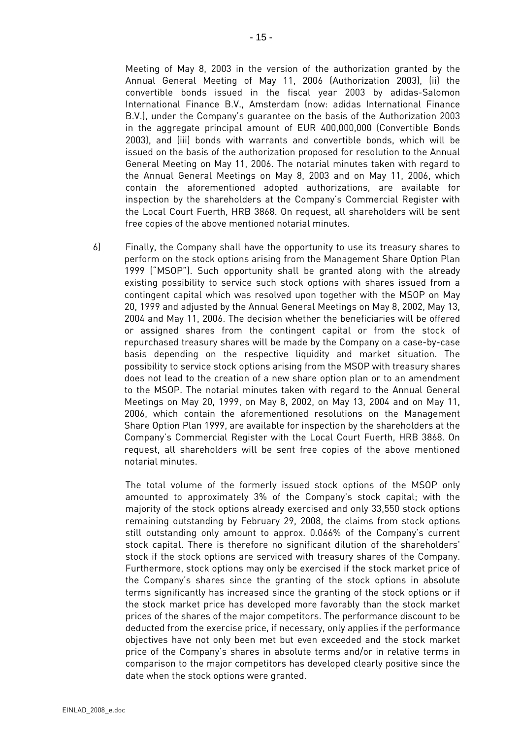Meeting of May 8, 2003 in the version of the authorization granted by the Annual General Meeting of May 11, 2006 (Authorization 2003), (ii) the convertible bonds issued in the fiscal year 2003 by adidas-Salomon International Finance B.V., Amsterdam (now: adidas International Finance B.V.), under the Company's guarantee on the basis of the Authorization 2003 in the aggregate principal amount of EUR 400,000,000 (Convertible Bonds 2003), and (iii) bonds with warrants and convertible bonds, which will be issued on the basis of the authorization proposed for resolution to the Annual General Meeting on May 11, 2006. The notarial minutes taken with regard to the Annual General Meetings on May 8, 2003 and on May 11, 2006, which contain the aforementioned adopted authorizations, are available for inspection by the shareholders at the Company's Commercial Register with the Local Court Fuerth, HRB 3868. On request, all shareholders will be sent free copies of the above mentioned notarial minutes.

6) Finally, the Company shall have the opportunity to use its treasury shares to perform on the stock options arising from the Management Share Option Plan 1999 ("MSOP"). Such opportunity shall be granted along with the already existing possibility to service such stock options with shares issued from a contingent capital which was resolved upon together with the MSOP on May 20, 1999 and adjusted by the Annual General Meetings on May 8, 2002, May 13, 2004 and May 11, 2006. The decision whether the beneficiaries will be offered or assigned shares from the contingent capital or from the stock of repurchased treasury shares will be made by the Company on a case-by-case basis depending on the respective liquidity and market situation. The possibility to service stock options arising from the MSOP with treasury shares does not lead to the creation of a new share option plan or to an amendment to the MSOP. The notarial minutes taken with regard to the Annual General Meetings on May 20, 1999, on May 8, 2002, on May 13, 2004 and on May 11, 2006, which contain the aforementioned resolutions on the Management Share Option Plan 1999, are available for inspection by the shareholders at the Company's Commercial Register with the Local Court Fuerth, HRB 3868. On request, all shareholders will be sent free copies of the above mentioned notarial minutes.

The total volume of the formerly issued stock options of the MSOP only amounted to approximately 3% of the Company's stock capital; with the majority of the stock options already exercised and only 33,550 stock options remaining outstanding by February 29, 2008, the claims from stock options still outstanding only amount to approx. 0.066% of the Company's current stock capital. There is therefore no significant dilution of the shareholders' stock if the stock options are serviced with treasury shares of the Company. Furthermore, stock options may only be exercised if the stock market price of the Company's shares since the granting of the stock options in absolute terms significantly has increased since the granting of the stock options or if the stock market price has developed more favorably than the stock market prices of the shares of the major competitors. The performance discount to be deducted from the exercise price, if necessary, only applies if the performance objectives have not only been met but even exceeded and the stock market price of the Company's shares in absolute terms and/or in relative terms in comparison to the major competitors has developed clearly positive since the date when the stock options were granted.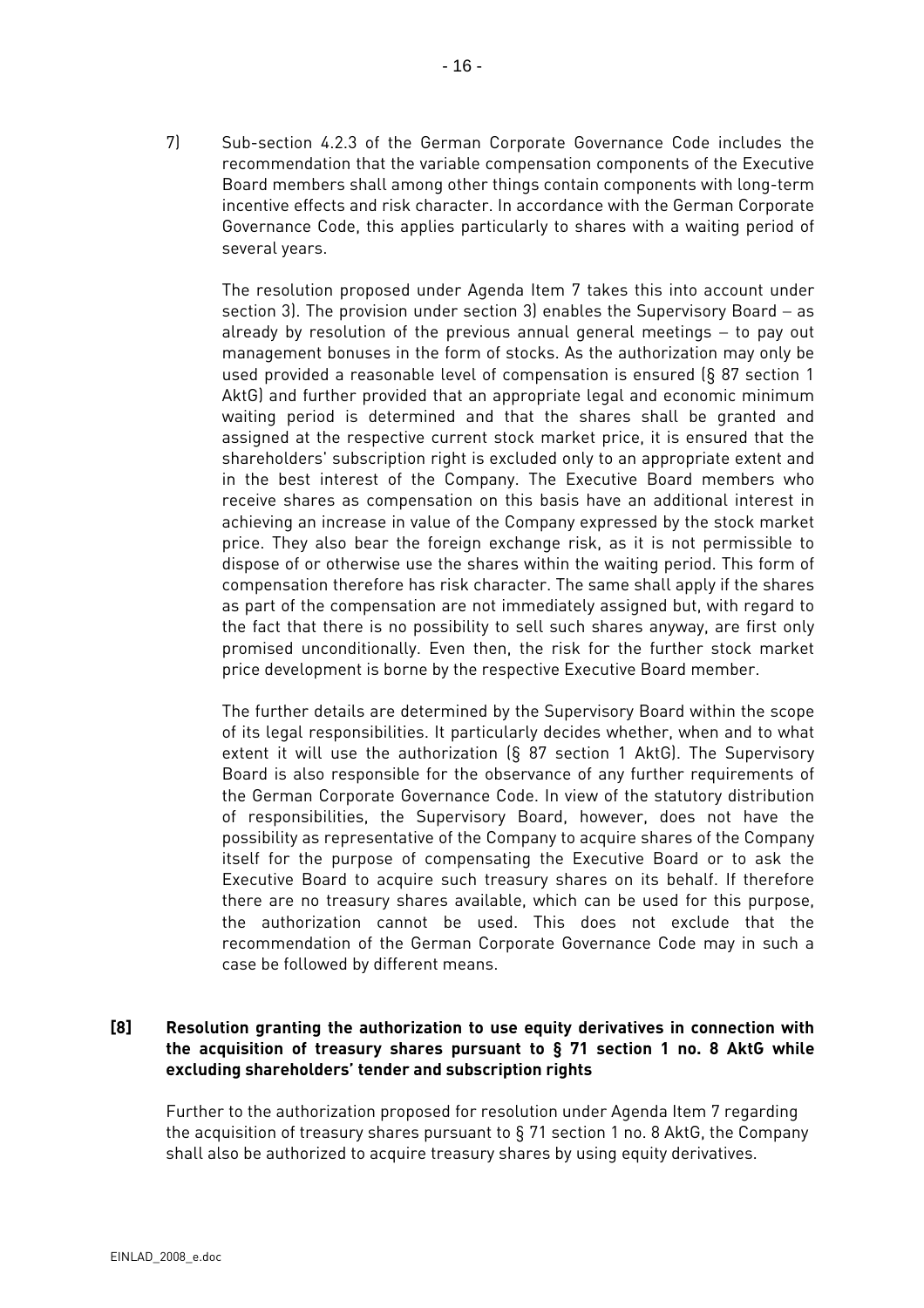7) Sub-section 4.2.3 of the German Corporate Governance Code includes the recommendation that the variable compensation components of the Executive Board members shall among other things contain components with long-term incentive effects and risk character. In accordance with the German Corporate Governance Code, this applies particularly to shares with a waiting period of several years.

The resolution proposed under Agenda Item 7 takes this into account under section 3). The provision under section 3) enables the Supervisory Board – as already by resolution of the previous annual general meetings – to pay out management bonuses in the form of stocks. As the authorization may only be used provided a reasonable level of compensation is ensured (§ 87 section 1 AktG) and further provided that an appropriate legal and economic minimum waiting period is determined and that the shares shall be granted and assigned at the respective current stock market price, it is ensured that the shareholders' subscription right is excluded only to an appropriate extent and in the best interest of the Company. The Executive Board members who receive shares as compensation on this basis have an additional interest in achieving an increase in value of the Company expressed by the stock market price. They also bear the foreign exchange risk, as it is not permissible to dispose of or otherwise use the shares within the waiting period. This form of compensation therefore has risk character. The same shall apply if the shares as part of the compensation are not immediately assigned but, with regard to the fact that there is no possibility to sell such shares anyway, are first only promised unconditionally. Even then, the risk for the further stock market price development is borne by the respective Executive Board member.

The further details are determined by the Supervisory Board within the scope of its legal responsibilities. It particularly decides whether, when and to what extent it will use the authorization (§ 87 section 1 AktG). The Supervisory Board is also responsible for the observance of any further requirements of the German Corporate Governance Code. In view of the statutory distribution of responsibilities, the Supervisory Board, however, does not have the possibility as representative of the Company to acquire shares of the Company itself for the purpose of compensating the Executive Board or to ask the Executive Board to acquire such treasury shares on its behalf. If therefore there are no treasury shares available, which can be used for this purpose, the authorization cannot be used. This does not exclude that the recommendation of the German Corporate Governance Code may in such a case be followed by different means.

**[8] Resolution granting the authorization to use equity derivatives in connection with the acquisition of treasury shares pursuant to § 71 section 1 no. 8 AktG while excluding shareholders' tender and subscription rights**

Further to the authorization proposed for resolution under Agenda Item 7 regarding the acquisition of treasury shares pursuant to § 71 section 1 no. 8 AktG, the Company shall also be authorized to acquire treasury shares by using equity derivatives.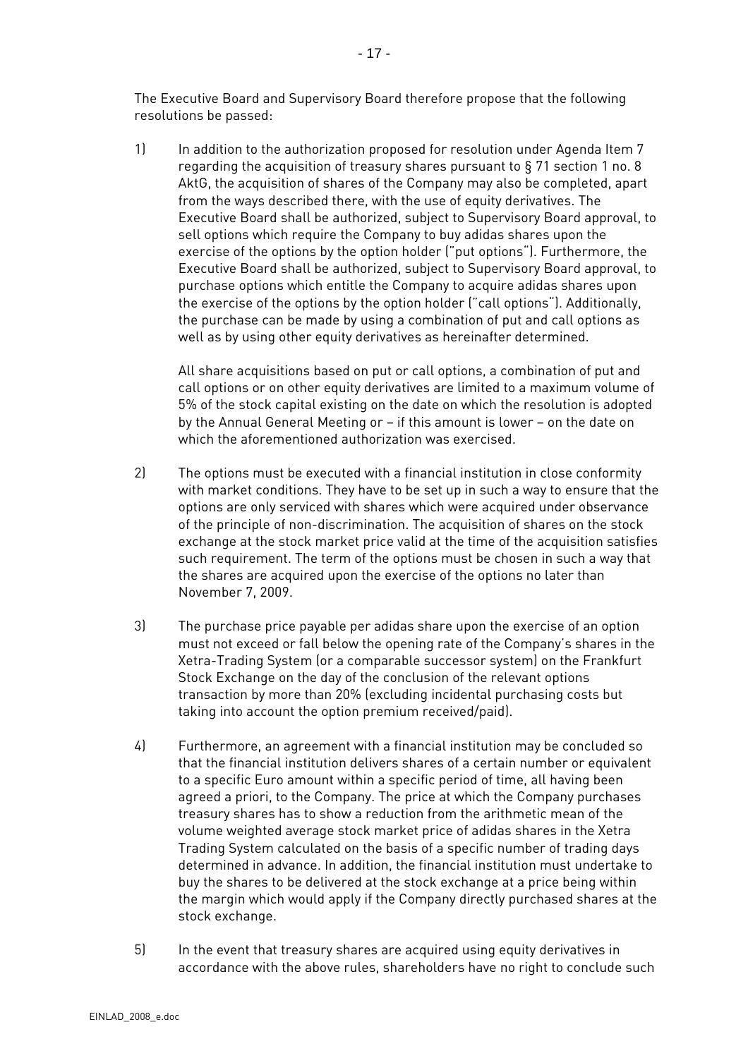The Executive Board and Supervisory Board therefore propose that the following resolutions be passed:

1) In addition to the authorization proposed for resolution under Agenda Item 7 regarding the acquisition of treasury shares pursuant to § 71 section 1 no. 8 AktG, the acquisition of shares of the Company may also be completed, apart from the ways described there, with the use of equity derivatives. The Executive Board shall be authorized, subject to Supervisory Board approval, to sell options which require the Company to buy adidas shares upon the exercise of the options by the option holder ("put options"). Furthermore, the Executive Board shall be authorized, subject to Supervisory Board approval, to purchase options which entitle the Company to acquire adidas shares upon the exercise of the options by the option holder ("call options"). Additionally, the purchase can be made by using a combination of put and call options as well as by using other equity derivatives as hereinafter determined.

   All share acquisitions based on put or call options, a combination of put and call options or on other equity derivatives are limited to a maximum volume of 5% of the stock capital existing on the date on which the resolution is adopted by the Annual General Meeting or – if this amount is lower – on the date on which the aforementioned authorization was exercised.

2) The options must be executed with a financial institution in close conformity with market conditions. They have to be set up in such a way to ensure that the options are only serviced with shares which were acquired under observance of the principle of non-discrimination. The acquisition of shares on the stock exchange at the stock market price valid at the time of the acquisition satisfies such requirement. The term of the options must be chosen in such a way that the shares are acquired upon the exercise of the options no later than November 7, 2009.

3) The purchase price payable per adidas share upon the exercise of an option must not exceed or fall below the opening rate of the Company's shares in the Xetra-Trading System (or a comparable successor system) on the Frankfurt Stock Exchange on the day of the conclusion of the relevant options transaction by more than 20% (excluding incidental purchasing costs but taking into account the option premium received/paid).

4) Furthermore, an agreement with a financial institution may be concluded so that the financial institution delivers shares of a certain number or equivalent to a specific Euro amount within a specific period of time, all having been agreed a priori, to the Company. The price at which the Company purchases treasury shares has to show a reduction from the arithmetic mean of the volume weighted average stock market price of adidas shares in the Xetra Trading System calculated on the basis of a specific number of trading days determined in advance. In addition, the financial institution must undertake to buy the shares to be delivered at the stock exchange at a price being within the margin which would apply if the Company directly purchased shares at the stock exchange.

5) In the event that treasury shares are acquired using equity derivatives in accordance with the above rules, shareholders have no right to conclude such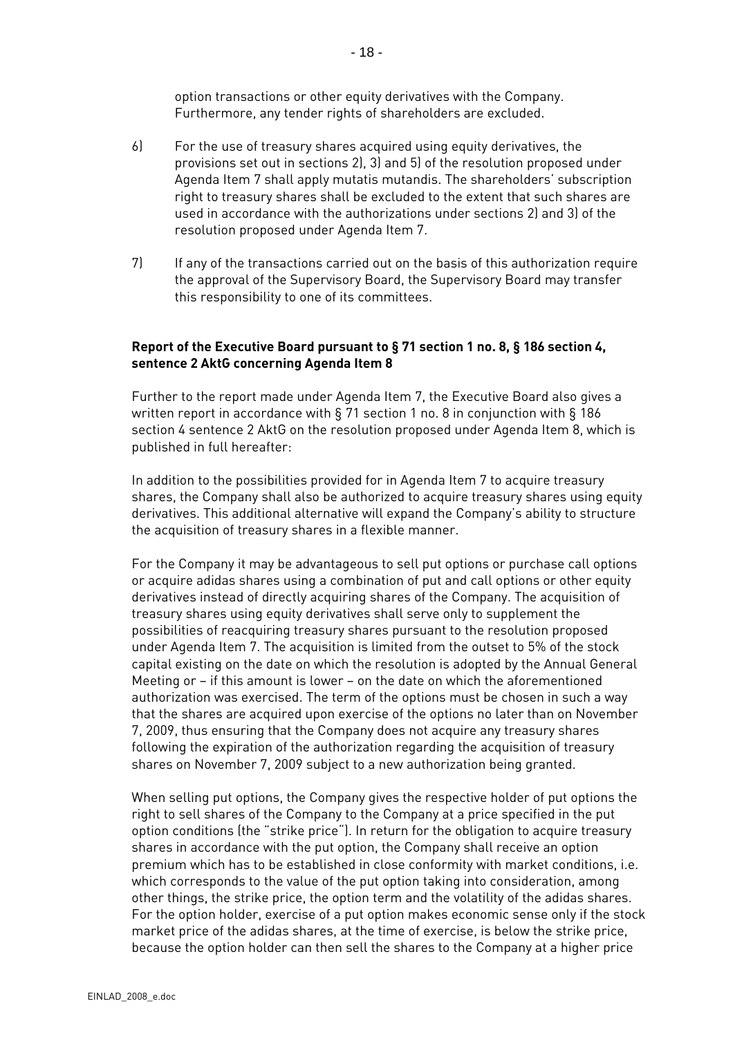option transactions or other equity derivatives with the Company. Furthermore, any tender rights of shareholders are excluded.

6) For the use of treasury shares acquired using equity derivatives, the provisions set out in sections 2), 3) and 5) of the resolution proposed under Agenda Item 7 shall apply mutatis mutandis. The shareholders' subscription right to treasury shares shall be excluded to the extent that such shares are used in accordance with the authorizations under sections 2) and 3) of the resolution proposed under Agenda Item 7.

7) If any of the transactions carried out on the basis of this authorization require the approval of the Supervisory Board, the Supervisory Board may transfer this responsibility to one of its committees.

**Report of the Executive Board pursuant to § 71 section 1 no. 8, § 186 section 4, sentence 2 AktG concerning Agenda Item 8**

Further to the report made under Agenda Item 7, the Executive Board also gives a written report in accordance with § 71 section 1 no. 8 in conjunction with § 186 section 4 sentence 2 AktG on the resolution proposed under Agenda Item 8, which is published in full hereafter:

In addition to the possibilities provided for in Agenda Item 7 to acquire treasury shares, the Company shall also be authorized to acquire treasury shares using equity derivatives. This additional alternative will expand the Company's ability to structure the acquisition of treasury shares in a flexible manner.

For the Company it may be advantageous to sell put options or purchase call options or acquire adidas shares using a combination of put and call options or other equity derivatives instead of directly acquiring shares of the Company. The acquisition of treasury shares using equity derivatives shall serve only to supplement the possibilities of reacquiring treasury shares pursuant to the resolution proposed under Agenda Item 7. The acquisition is limited from the outset to 5% of the stock capital existing on the date on which the resolution is adopted by the Annual General Meeting or – if this amount is lower – on the date on which the aforementioned authorization was exercised. The term of the options must be chosen in such a way that the shares are acquired upon exercise of the options no later than on November 7, 2009, thus ensuring that the Company does not acquire any treasury shares following the expiration of the authorization regarding the acquisition of treasury shares on November 7, 2009 subject to a new authorization being granted.

When selling put options, the Company gives the respective holder of put options the right to sell shares of the Company to the Company at a price specified in the put option conditions (the "strike price"). In return for the obligation to acquire treasury shares in accordance with the put option, the Company shall receive an option premium which has to be established in close conformity with market conditions, i.e. which corresponds to the value of the put option taking into consideration, among other things, the strike price, the option term and the volatility of the adidas shares. For the option holder, exercise of a put option makes economic sense only if the stock market price of the adidas shares, at the time of exercise, is below the strike price, because the option holder can then sell the shares to the Company at a higher price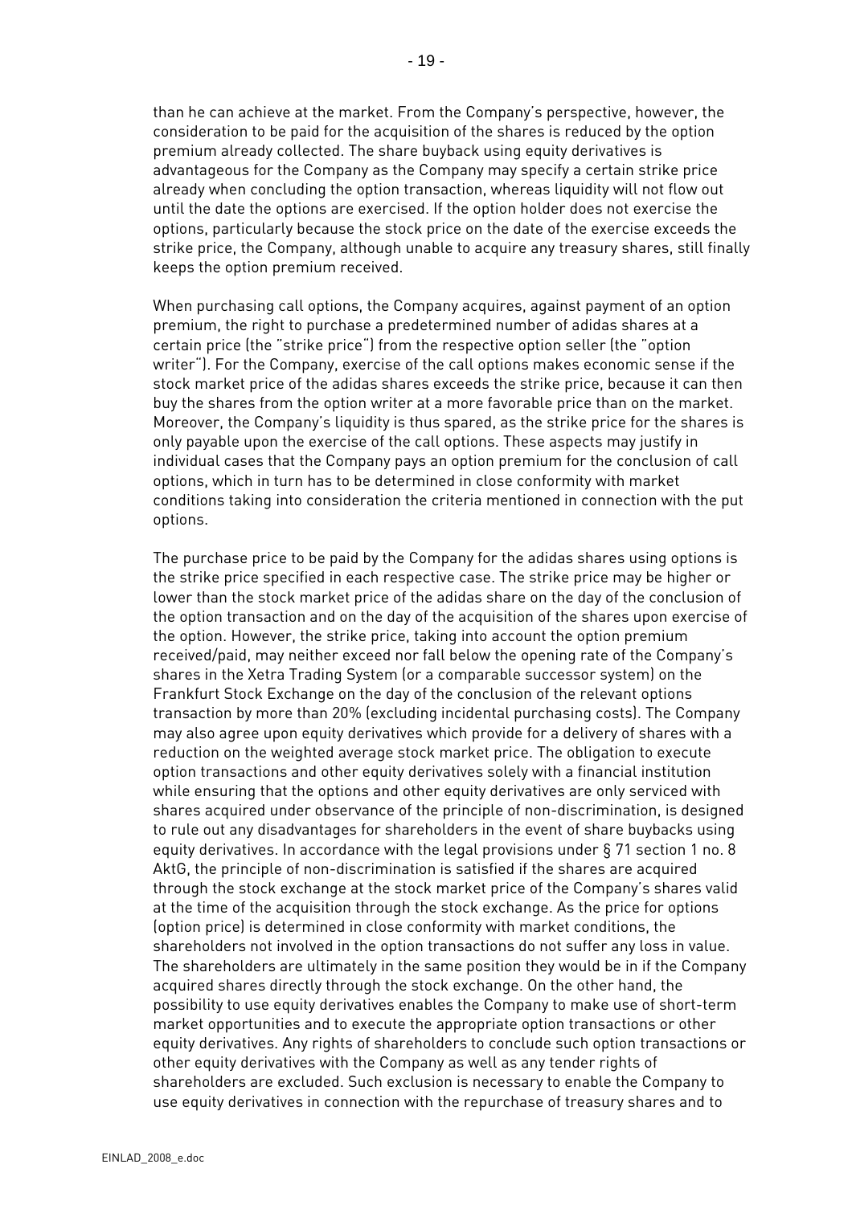than he can achieve at the market. From the Company's perspective, however, the consideration to be paid for the acquisition of the shares is reduced by the option premium already collected. The share buyback using equity derivatives is advantageous for the Company as the Company may specify a certain strike price already when concluding the option transaction, whereas liquidity will not flow out until the date the options are exercised. If the option holder does not exercise the options, particularly because the stock price on the date of the exercise exceeds the strike price, the Company, although unable to acquire any treasury shares, still finally keeps the option premium received.

When purchasing call options, the Company acquires, against payment of an option premium, the right to purchase a predetermined number of adidas shares at a certain price (the "strike price") from the respective option seller (the "option writer"). For the Company, exercise of the call options makes economic sense if the stock market price of the adidas shares exceeds the strike price, because it can then buy the shares from the option writer at a more favorable price than on the market. Moreover, the Company's liquidity is thus spared, as the strike price for the shares is only payable upon the exercise of the call options. These aspects may justify in individual cases that the Company pays an option premium for the conclusion of call options, which in turn has to be determined in close conformity with market conditions taking into consideration the criteria mentioned in connection with the put options.

The purchase price to be paid by the Company for the adidas shares using options is the strike price specified in each respective case. The strike price may be higher or lower than the stock market price of the adidas share on the day of the conclusion of the option transaction and on the day of the acquisition of the shares upon exercise of the option. However, the strike price, taking into account the option premium received/paid, may neither exceed nor fall below the opening rate of the Company's shares in the Xetra Trading System (or a comparable successor system) on the Frankfurt Stock Exchange on the day of the conclusion of the relevant options transaction by more than 20% (excluding incidental purchasing costs). The Company may also agree upon equity derivatives which provide for a delivery of shares with a reduction on the weighted average stock market price. The obligation to execute option transactions and other equity derivatives solely with a financial institution while ensuring that the options and other equity derivatives are only serviced with shares acquired under observance of the principle of non-discrimination, is designed to rule out any disadvantages for shareholders in the event of share buybacks using equity derivatives. In accordance with the legal provisions under § 71 section 1 no. 8 AktG, the principle of non-discrimination is satisfied if the shares are acquired through the stock exchange at the stock market price of the Company's shares valid at the time of the acquisition through the stock exchange. As the price for options (option price) is determined in close conformity with market conditions, the shareholders not involved in the option transactions do not suffer any loss in value. The shareholders are ultimately in the same position they would be in if the Company acquired shares directly through the stock exchange. On the other hand, the possibility to use equity derivatives enables the Company to make use of short-term market opportunities and to execute the appropriate option transactions or other equity derivatives. Any rights of shareholders to conclude such option transactions or other equity derivatives with the Company as well as any tender rights of shareholders are excluded. Such exclusion is necessary to enable the Company to use equity derivatives in connection with the repurchase of treasury shares and to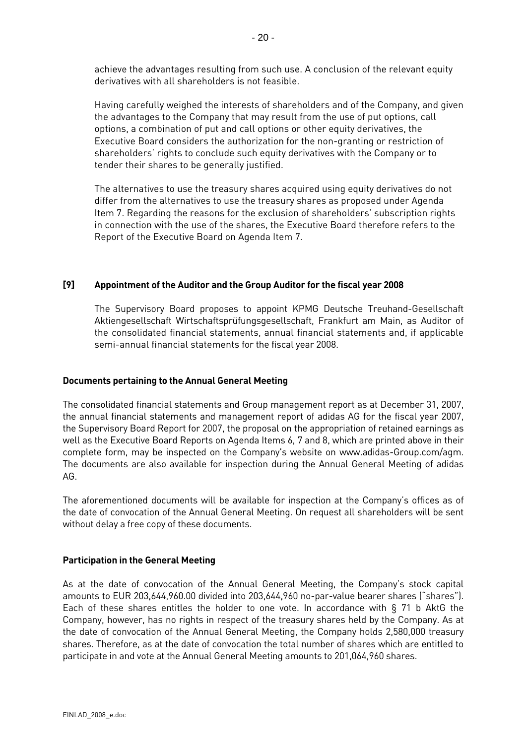achieve the advantages resulting from such use. A conclusion of the relevant equity derivatives with all shareholders is not feasible.

Having carefully weighed the interests of shareholders and of the Company, and given the advantages to the Company that may result from the use of put options, call options, a combination of put and call options or other equity derivatives, the Executive Board considers the authorization for the non-granting or restriction of shareholders' rights to conclude such equity derivatives with the Company or to tender their shares to be generally justified.

The alternatives to use the treasury shares acquired using equity derivatives do not differ from the alternatives to use the treasury shares as proposed under Agenda Item 7. Regarding the reasons for the exclusion of shareholders' subscription rights in connection with the use of the shares, the Executive Board therefore refers to the Report of the Executive Board on Agenda Item 7.

## [9] Appointment of the Auditor and the Group Auditor for the fiscal year 2008

The Supervisory Board proposes to appoint KPMG Deutsche Treuhand-Gesellschaft Aktiengesellschaft Wirtschaftsprüfungsgesellschaft, Frankfurt am Main, as Auditor of the consolidated financial statements, annual financial statements and, if applicable semi-annual financial statements for the fiscal year 2008.

## Documents pertaining to the Annual General Meeting

The consolidated financial statements and Group management report as at December 31, 2007, the annual financial statements and management report of adidas AG for the fiscal year 2007, the Supervisory Board Report for 2007, the proposal on the appropriation of retained earnings as well as the Executive Board Reports on Agenda Items 6, 7 and 8, which are printed above in their complete form, may be inspected on the Company's website on www.adidas-Group.com/agm. The documents are also available for inspection during the Annual General Meeting of adidas AG.

The aforementioned documents will be available for inspection at the Company's offices as of the date of convocation of the Annual General Meeting. On request all shareholders will be sent without delay a free copy of these documents.

## Participation in the General Meeting

As at the date of convocation of the Annual General Meeting, the Company's stock capital amounts to EUR 203,644,960.00 divided into 203,644,960 no-par-value bearer shares ("shares"). Each of these shares entitles the holder to one vote. In accordance with § 71 b AktG the Company, however, has no rights in respect of the treasury shares held by the Company. As at the date of convocation of the Annual General Meeting, the Company holds 2,580,000 treasury shares. Therefore, as at the date of convocation the total number of shares which are entitled to participate in and vote at the Annual General Meeting amounts to 201,064,960 shares.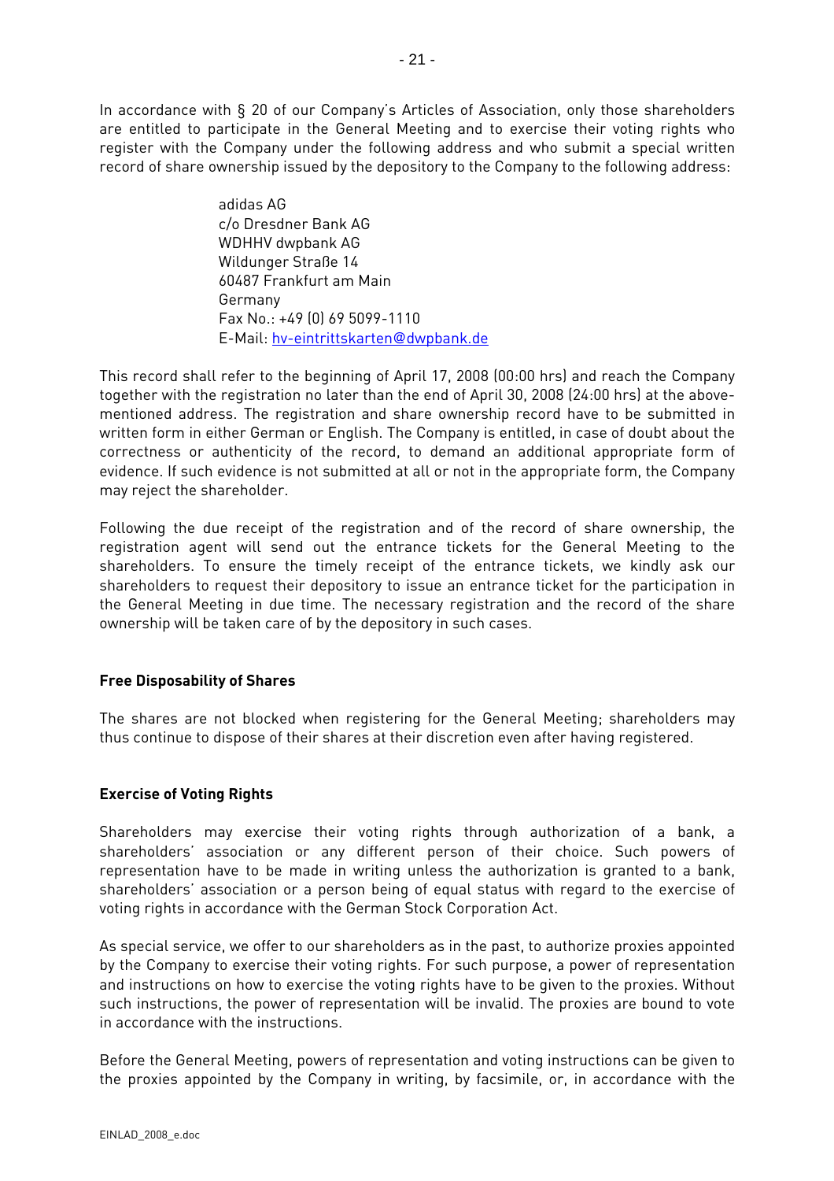In accordance with § 20 of our Company's Articles of Association, only those shareholders are entitled to participate in the General Meeting and to exercise their voting rights who register with the Company under the following address and who submit a special written record of share ownership issued by the depository to the Company to the following address:

adidas AG  
c/o Dresdner Bank AG  
WDHHV dwpbank AG  
Wildunger Straße 14  
60487 Frankfurt am Main  
Germany  
Fax No.: +49 (0) 69 5099-1110  
E-Mail: hv-eintrittskarten@dwpbank.de

This record shall refer to the beginning of April 17, 2008 (00:00 hrs) and reach the Company together with the registration no later than the end of April 30, 2008 (24:00 hrs) at the above-mentioned address. The registration and share ownership record have to be submitted in written form in either German or English. The Company is entitled, in case of doubt about the correctness or authenticity of the record, to demand an additional appropriate form of evidence. If such evidence is not submitted at all or not in the appropriate form, the Company may reject the shareholder.

Following the due receipt of the registration and of the record of share ownership, the registration agent will send out the entrance tickets for the General Meeting to the shareholders. To ensure the timely receipt of the entrance tickets, we kindly ask our shareholders to request their depository to issue an entrance ticket for the participation in the General Meeting in due time. The necessary registration and the record of the share ownership will be taken care of by the depository in such cases.

**Free Disposability of Shares**

The shares are not blocked when registering for the General Meeting; shareholders may thus continue to dispose of their shares at their discretion even after having registered.

**Exercise of Voting Rights**

Shareholders may exercise their voting rights through authorization of a bank, a shareholders' association or any different person of their choice. Such powers of representation have to be made in writing unless the authorization is granted to a bank, shareholders' association or a person being of equal status with regard to the exercise of voting rights in accordance with the German Stock Corporation Act.

As special service, we offer to our shareholders as in the past, to authorize proxies appointed by the Company to exercise their voting rights. For such purpose, a power of representation and instructions on how to exercise the voting rights have to be given to the proxies. Without such instructions, the power of representation will be invalid. The proxies are bound to vote in accordance with the instructions.

Before the General Meeting, powers of representation and voting instructions can be given to the proxies appointed by the Company in writing, by facsimile, or, in accordance with the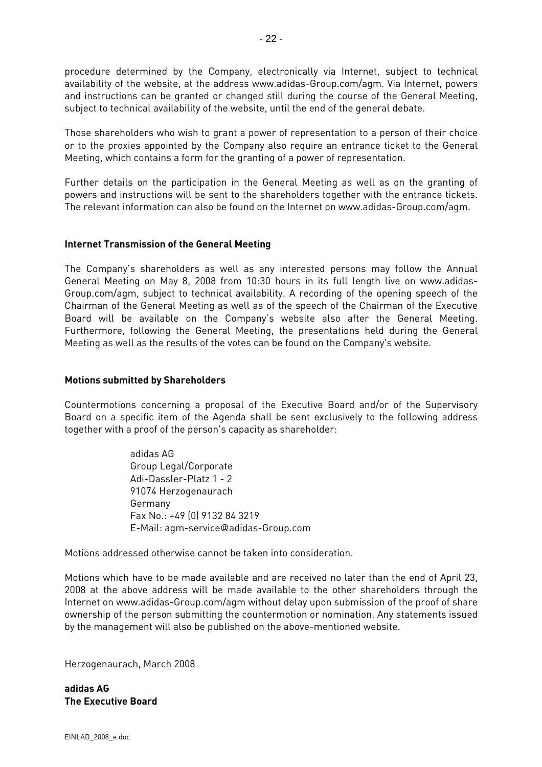procedure determined by the Company, electronically via Internet, subject to technical availability of the website, at the address www.adidas-Group.com/agm. Via Internet, powers and instructions can be granted or changed still during the course of the General Meeting, subject to technical availability of the website, until the end of the general debate.

Those shareholders who wish to grant a power of representation to a person of their choice or to the proxies appointed by the Company also require an entrance ticket to the General Meeting, which contains a form for the granting of a power of representation.

Further details on the participation in the General Meeting as well as on the granting of powers and instructions will be sent to the shareholders together with the entrance tickets. The relevant information can also be found on the Internet on www.adidas-Group.com/agm.

**Internet Transmission of the General Meeting**

The Company's shareholders as well as any interested persons may follow the Annual General Meeting on May 8, 2008 from 10:30 hours in its full length live on www.adidas-Group.com/agm, subject to technical availability. A recording of the opening speech of the Chairman of the General Meeting as well as of the speech of the Chairman of the Executive Board will be available on the Company's website also after the General Meeting. Furthermore, following the General Meeting, the presentations held during the General Meeting as well as the results of the votes can be found on the Company's website.

**Motions submitted by Shareholders**

Countermotions concerning a proposal of the Executive Board and/or of the Supervisory Board on a specific item of the Agenda shall be sent exclusively to the following address together with a proof of the person's capacity as shareholder:

adidas AG
Group Legal/Corporate
Adi-Dassler-Platz 1 - 2
91074 Herzogenaurach
Germany
Fax No.: +49 (0) 9132 84 3219
E-Mail: agm-service@adidas-Group.com

Motions addressed otherwise cannot be taken into consideration.

Motions which have to be made available and are received no later than the end of April 23, 2008 at the above address will be made available to the other shareholders through the Internet on www.adidas-Group.com/agm without delay upon submission of the proof of share ownership of the person submitting the countermotion or nomination. Any statements issued by the management will also be published on the above-mentioned website.

Herzogenaurach, March 2008

**adidas AG**
**The Executive Board**

EINLAD_2008_e.doc